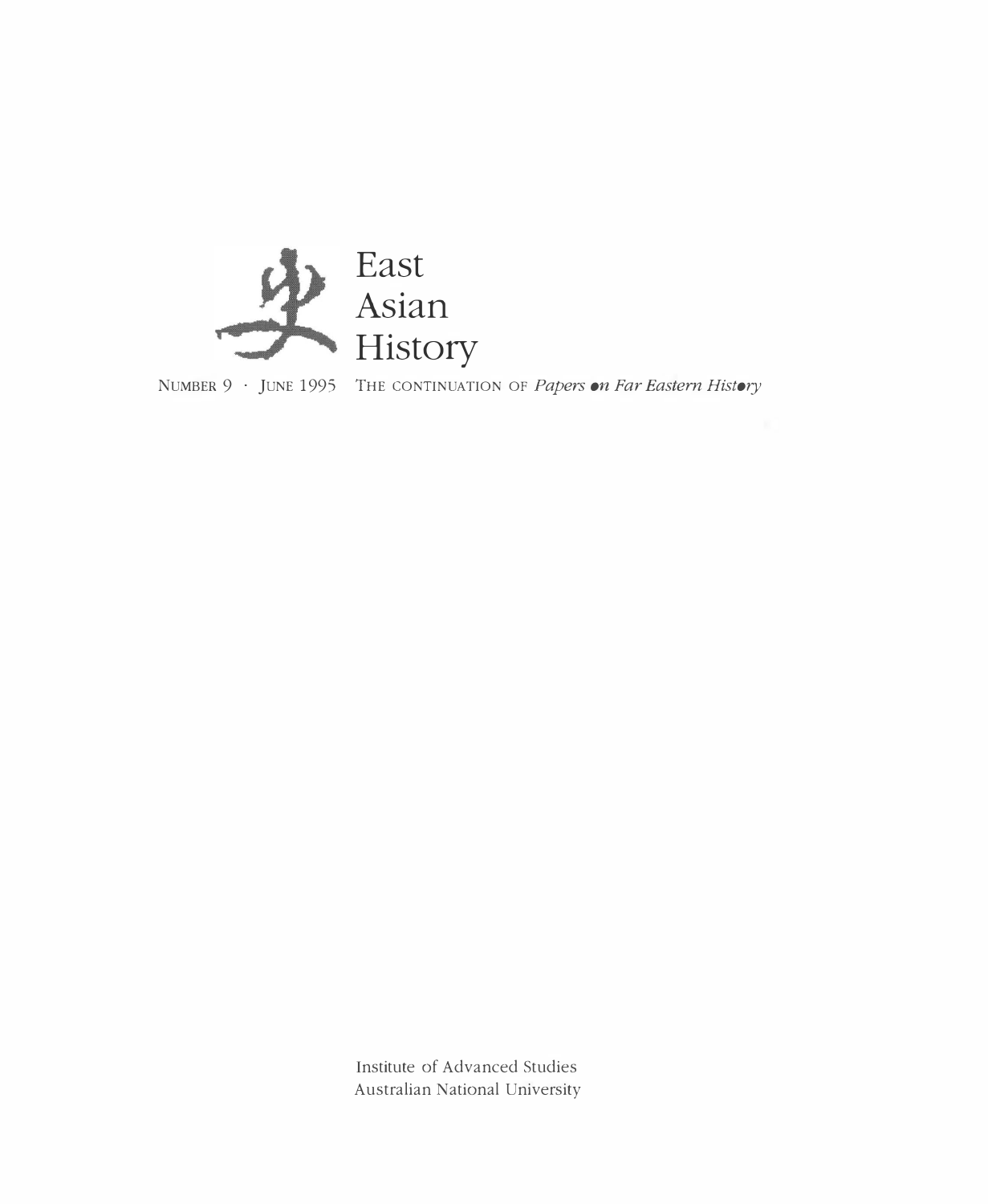史 East Asian History

NUMBER 9 · JUNE 1995 THE CONTINUATION OF *Papers on Far Eastern History*

Institute of Advanced Studies
Australian National University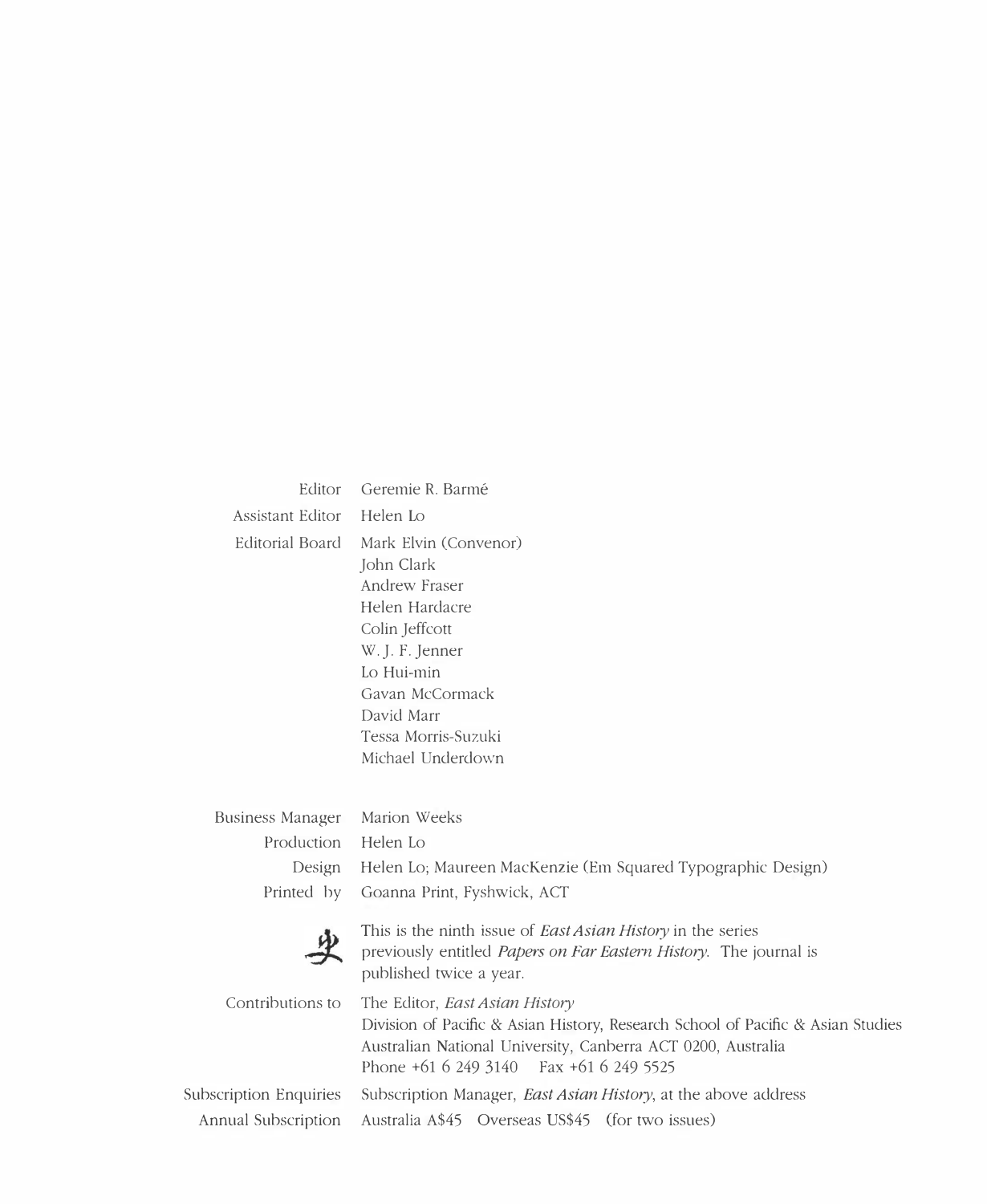| | |
|---|---|
| Editor | Geremie R. Barmé |
| Assistant Editor | Helen Lo |
| Editorial Board | Mark Elvin (Convenor)<br>John Clark<br>Andrew Fraser<br>Helen Hardacre<br>Colin Jeffcott<br>W. J. F. Jenner<br>Lo Hui-min<br>Gavan McCormack<br>David Marr<br>Tessa Morris-Suzuki<br>Michael Underdown |
| Business Manager | Marion Weeks |
| Production | Helen Lo |
| Design | Helen Lo; Maureen MacKenzie (Em Squared Typographic Design) |
| Printed by | Goanna Print, Fyshwick, ACT |

史 This is the ninth issue of *East Asian History* in the series previously entitled *Papers on Far Eastern History*. The journal is published twice a year.

| | |
|---|---|
| Contributions to | The Editor, *East Asian History*<br>Division of Pacific & Asian History, Research School of Pacific & Asian Studies<br>Australian National University, Canberra ACT 0200, Australia<br>Phone +61 6 249 3140 Fax +61 6 249 5525 |
| Subscription Enquiries | Subscription Manager, *East Asian History*, at the above address |
| Annual Subscription | Australia A$45 Overseas US$45 (for two issues) |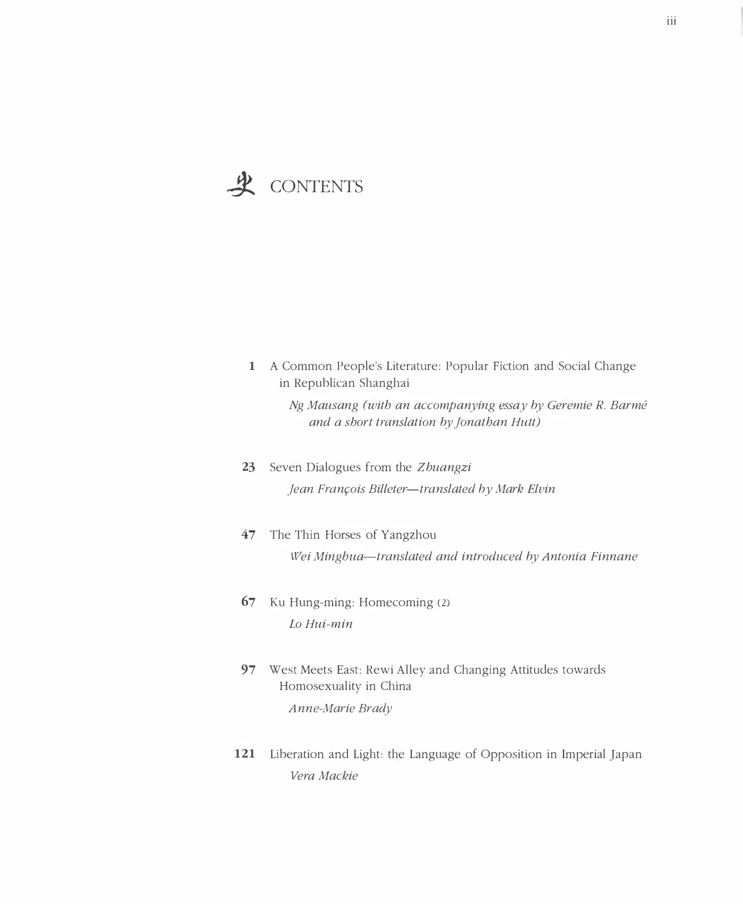# 史 CONTENTS

**1** A Common People's Literature: Popular Fiction and Social Change in Republican Shanghai
*Ng Mausang (with an accompanying essay by Geremie R. Barmé and a short translation by Jonathan Hutt)*

**23** Seven Dialogues from the *Zhuangzi*
*Jean François Billeter—translated by Mark Elvin*

**47** The Thin Horses of Yangzhou
*Wei Minghua—translated and introduced by Antonia Finnane*

**67** Ku Hung-ming: Homecoming (2)
*Lo Hui-min*

**97** West Meets East: Rewi Alley and Changing Attitudes towards Homosexuality in China
*Anne-Marie Brady*

**121** Liberation and Light: the Language of Opposition in Imperial Japan
*Vera Mackie*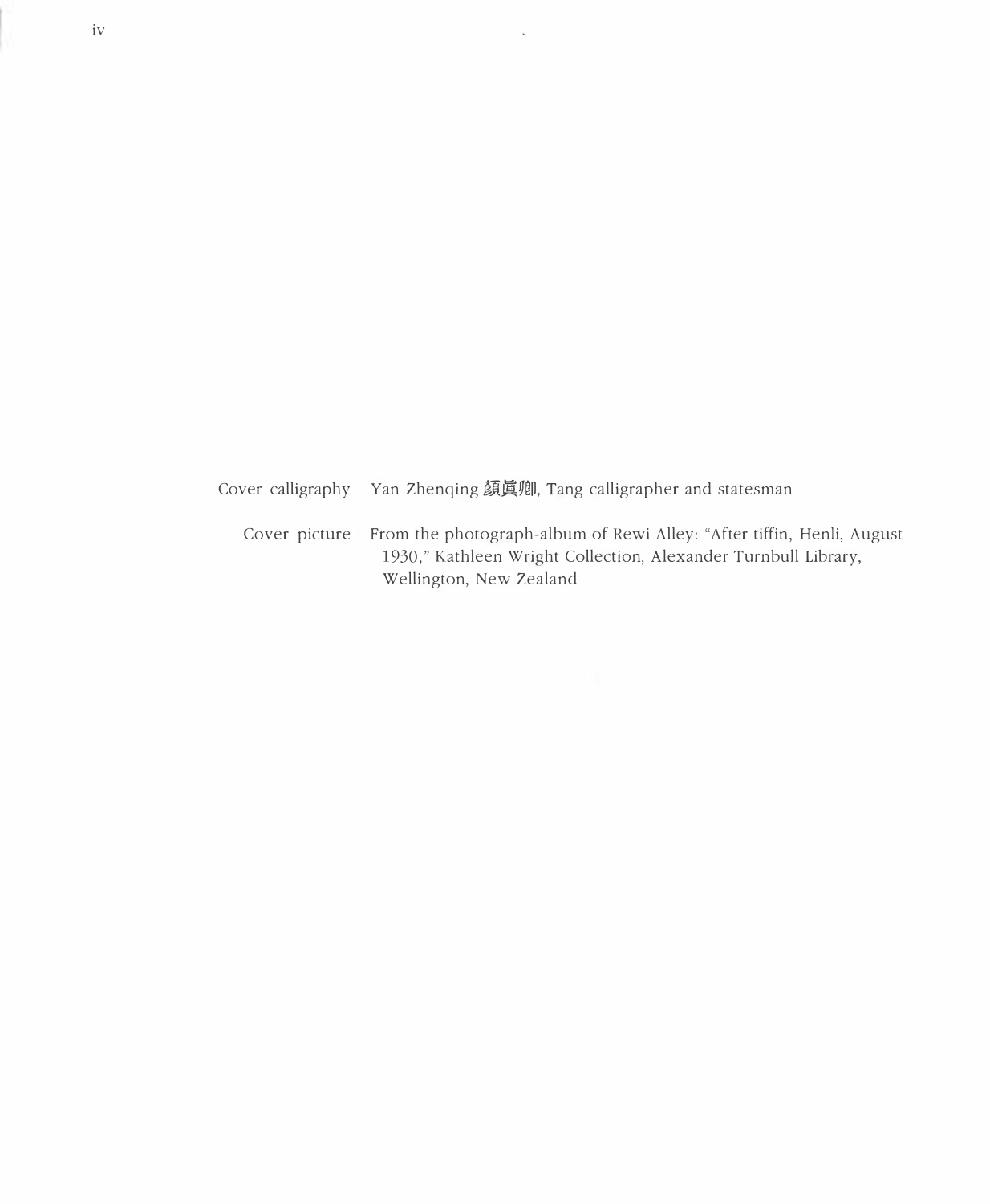Cover calligraphy Yan Zhenqing 顏眞卿, Tang calligrapher and statesman

Cover picture From the photograph-album of Rewi Alley: "After tiffin, Henli, August 1930," Kathleen Wright Collection, Alexander Turnbull Library, Wellington, New Zealand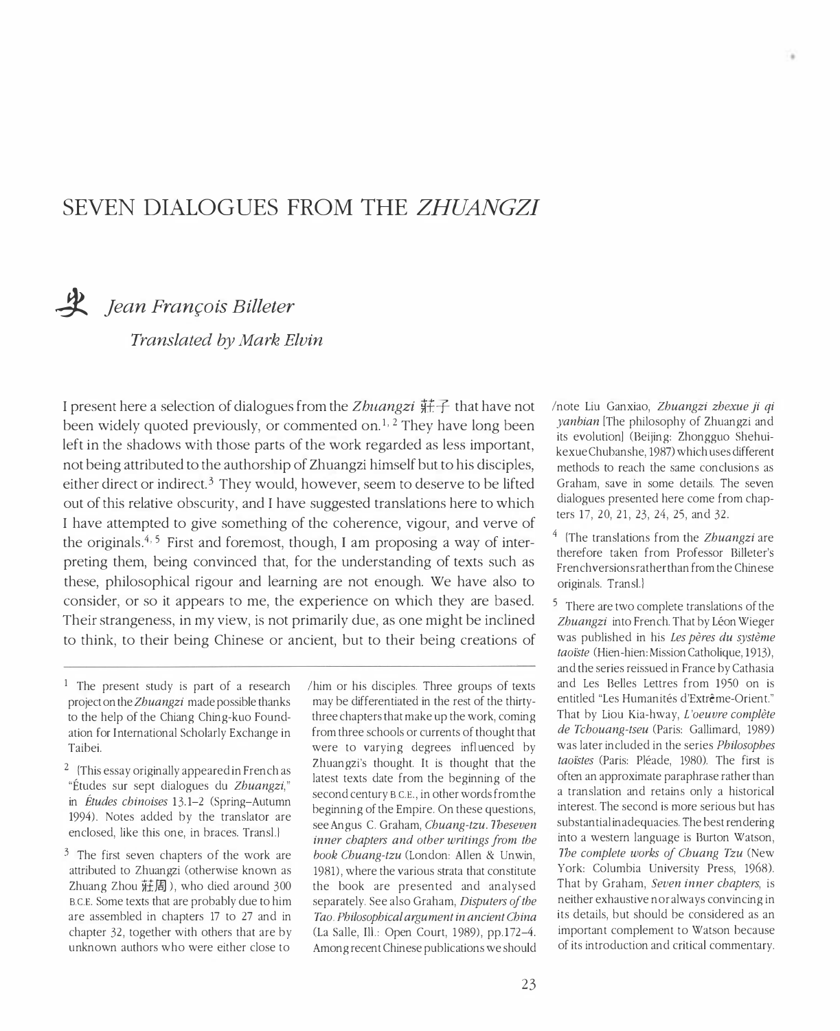# SEVEN DIALOGUES FROM THE *ZHUANGZI*

## *Jean François Billeter*

### *Translated by Mark Elvin*

I present here a selection of dialogues from the *Zhuangzi* 莊子 that have not been widely quoted previously, or commented on.[1, 2] They have long been left in the shadows with those parts of the work regarded as less important, not being attributed to the authorship of Zhuangzi himself but to his disciples, either direct or indirect.[3] They would, however, seem to deserve to be lifted out of this relative obscurity, and I have suggested translations here to which I have attempted to give something of the coherence, vigour, and verve of the originals.[4, 5] First and foremost, though, I am proposing a way of interpreting them, being convinced that, for the understanding of texts such as these, philosophical rigour and learning are not enough. We have also to consider, or so it appears to me, the experience on which they are based. Their strangeness, in my view, is not primarily due, as one might be inclined to think, to their being Chinese or ancient, but to their being creations of

---

[1] The present study is part of a research project on the *Zhuangzi* made possible thanks to the help of the Chiang Ching-kuo Foundation for International Scholarly Exchange in Taibei.

[2] {This essay originally appeared in French as "Études sur sept dialogues du *Zhuangzi*," in *Études chinoises* 13.1–2 (Spring–Autumn 1994). Notes added by the translator are enclosed, like this one, in braces. Transl.}

[3] The first seven chapters of the work are attributed to Zhuangzi (otherwise known as Zhuang Zhou 莊周), who died around 300 B.C.E. Some texts that are probably due to him are assembled in chapters 17 to 27 and in chapter 32, together with others that are by unknown authors who were either close to him or his disciples. Three groups of texts may be differentiated in the rest of the thirty-three chapters that make up the work, coming from three schools or currents of thought that were to varying degrees influenced by Zhuangzi's thought. It is thought that the latest texts date from the beginning of the second century B.C.E., in other words from the beginning of the Empire. On these questions, see Angus C. Graham, *Chuang-tzu. The seven inner chapters and other writings from the book Chuang-tzu* (London: Allen & Unwin, 1981), where the various strata that constitute the book are presented and analysed separately. See also Graham, *Disputers of the Tao. Philosophical argument in ancient China* (La Salle, Ill.: Open Court, 1989), pp.172–4. Among recent Chinese publications we should note Liu Ganxiao, *Zhuangzi zhexue ji qi yanbian* [The philosophy of Zhuangzi and its evolution] (Beijing: Zhongguo Shehuikexue Chubanshe, 1987) which uses different methods to reach the same conclusions as Graham, save in some details. The seven dialogues presented here come from chapters 17, 20, 21, 23, 24, 25, and 32.

[4] {The translations from the *Zhuangzi* are therefore taken from Professor Billeter's French versions rather than from the Chinese originals. Transl.}

[5] There are two complete translations of the *Zhuangzi* into French. That by Léon Wieger was published in his *Les pères du système taoïste* (Hien-hien: Mission Catholique, 1913), and the series reissued in France by Cathasia and Les Belles Lettres from 1950 on is entitled "Les Humanités d'Extrême-Orient." That by Liou Kia-hway, *L'oeuvre complète de Tchouang-tseu* (Paris: Gallimard, 1989) was later included in the series *Philosophes taoïstes* (Paris: Pléade, 1980). The first is often an approximate paraphrase rather than a translation and retains only a historical interest. The second is more serious but has substantial inadequacies. The best rendering into a western language is Burton Watson, *The complete works of Chuang Tzu* (New York: Columbia University Press, 1968). That by Graham, *Seven inner chapters*, is neither exhaustive nor always convincing in its details, but should be considered as an important complement to Watson because of its introduction and critical commentary.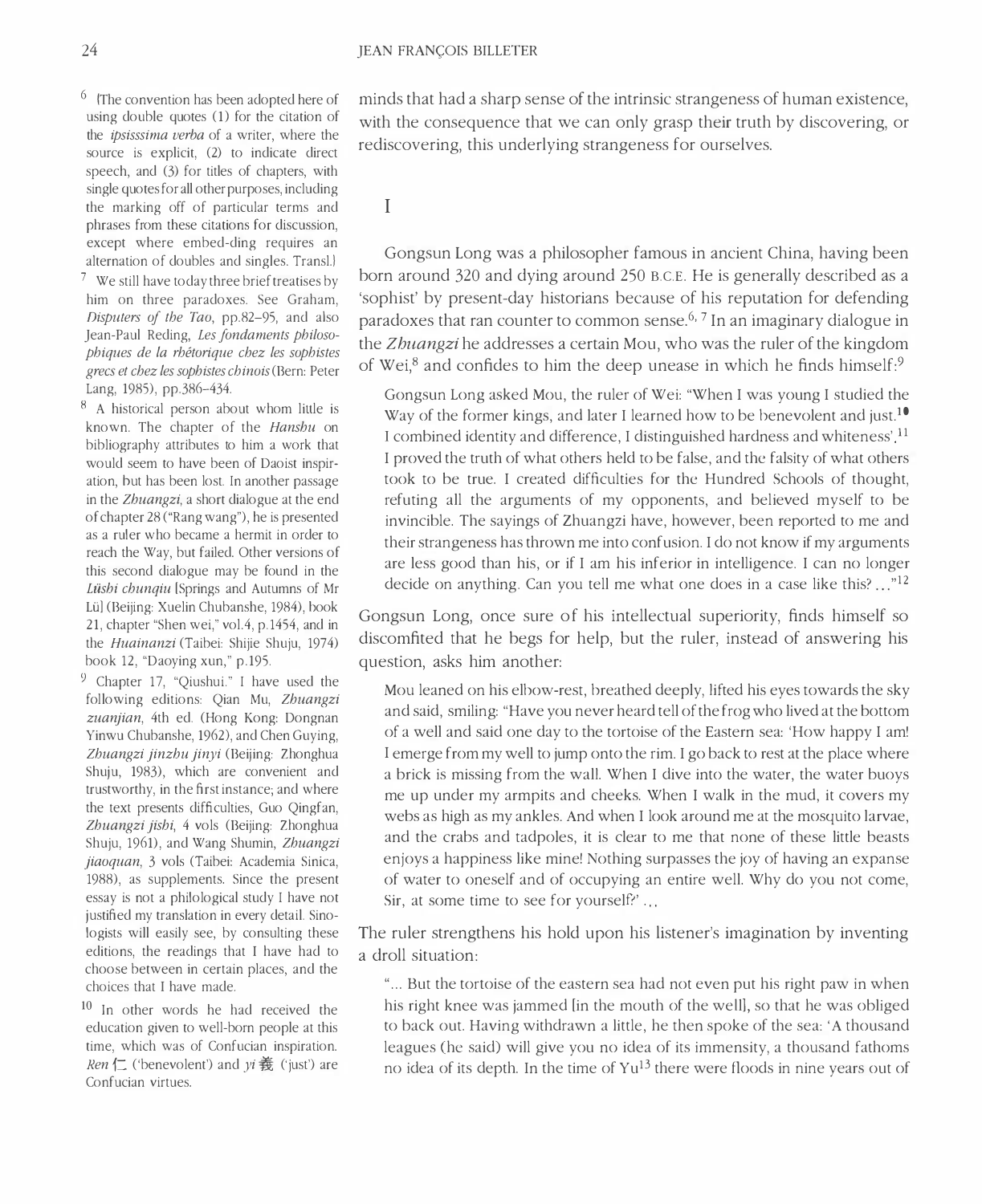minds that had a sharp sense of the intrinsic strangeness of human existence, with the consequence that we can only grasp their truth by discovering, or rediscovering, this underlying strangeness for ourselves.

## I

Gongsun Long was a philosopher famous in ancient China, having been born around 320 and dying around 250 B.C.E. He is generally described as a 'sophist' by present-day historians because of his reputation for defending paradoxes that ran counter to common sense.[6, 7] In an imaginary dialogue in the *Zhuangzi* he addresses a certain Mou, who was the ruler of the kingdom of Wei,[8] and confides to him the deep unease in which he finds himself:[9]

> Gongsun Long asked Mou, the ruler of Wei: "When I was young I studied the Way of the former kings, and later I learned how to be benevolent and just.[10] I combined identity and difference, I distinguished hardness and whiteness'.[11] I proved the truth of what others held to be false, and the falsity of what others took to be true. I created difficulties for the Hundred Schools of thought, refuting all the arguments of my opponents, and believed myself to be invincible. The sayings of Zhuangzi have, however, been reported to me and their strangeness has thrown me into confusion. I do not know if my arguments are less good than his, or if I am his inferior in intelligence. I can no longer decide on anything. Can you tell me what one does in a case like this? ..."[12]

Gongsun Long, once sure of his intellectual superiority, finds himself so discomfited that he begs for help, but the ruler, instead of answering his question, asks him another:

> Mou leaned on his elbow-rest, breathed deeply, lifted his eyes towards the sky and said, smiling: "Have you never heard tell of the frog who lived at the bottom of a well and said one day to the tortoise of the Eastern sea: 'How happy I am! I emerge from my well to jump onto the rim. I go back to rest at the place where a brick is missing from the wall. When I dive into the water, the water buoys me up under my armpits and cheeks. When I walk in the mud, it covers my webs as high as my ankles. And when I look around me at the mosquito larvae, and the crabs and tadpoles, it is clear to me that none of these little beasts enjoys a happiness like mine! Nothing surpasses the joy of having an expanse of water to oneself and of occupying an entire well. Why do you not come, Sir, at some time to see for yourself?' ...

The ruler strengthens his hold upon his listener's imagination by inventing a droll situation:

> "... But the tortoise of the eastern sea had not even put his right paw in when his right knee was jammed [in the mouth of the well], so that he was obliged to back out. Having withdrawn a little, he then spoke of the sea: 'A thousand leagues (he said) will give you no idea of its immensity, a thousand fathoms no idea of its depth. In the time of Yu[13] there were floods in nine years out of

---

[6] [The convention has been adopted here of using double quotes (1) for the citation of the *ipsisssima verba* of a writer, where the source is explicit, (2) to indicate direct speech, and (3) for titles of chapters, with single quotes for all other purposes, including the marking off of particular terms and phrases from these citations for discussion, except where embed-ding requires an alternation of doubles and singles. Transl.]

[7] We still have today three brief treatises by him on three paradoxes. See Graham, *Disputers of the Tao*, pp.82–95, and also Jean-Paul Reding, *Les fondaments philosophiques de la rhétorique chez les sophistes grecs et chez les sophistes chinois* (Bern: Peter Lang, 1985), pp.386–434.

[8] A historical person about whom little is known. The chapter of the *Hanshu* on bibliography attributes to him a work that would seem to have been of Daoist inspiration, but has been lost. In another passage in the *Zhuangzi*, a short dialogue at the end of chapter 28 ("Rang wang"), he is presented as a ruler who became a hermit in order to reach the Way, but failed. Other versions of this second dialogue may be found in the *Lüshi chunqiu* [Springs and Autumns of Mr Lü] (Beijing: Xuelin Chubanshe, 1984), book 21, chapter "Shen wei," vol.4, p.1454, and in the *Huainanzi* (Taibei: Shijie Shuju, 1974) book 12, "Daoying xun," p.195.

[9] Chapter 17, "Qiushui." I have used the following editions: Qian Mu, *Zhuangzi zuanjian*, 4th ed. (Hong Kong: Dongnan Yinwu Chubanshe, 1962), and Chen Guying, *Zhuangzi jinzhu jinyi* (Beijing: Zhonghua Shuju, 1983), which are convenient and trustworthy, in the first instance; and where the text presents difficulties, Guo Qingfan, *Zhuangzi jishi*, 4 vols (Beijing: Zhonghua Shuju, 1961), and Wang Shumin, *Zhuangzi jiaoquan*, 3 vols (Taibei: Academia Sinica, 1988), as supplements. Since the present essay is not a philological study I have not justified my translation in every detail. Sinologists will easily see, by consulting these editions, the readings that I have had to choose between in certain places, and the choices that I have made.

[10] In other words he had received the education given to well-born people at this time, which was of Confucian inspiration. *Ren* 仁 ('benevolent') and *yi* 義 ('just') are Confucian virtues.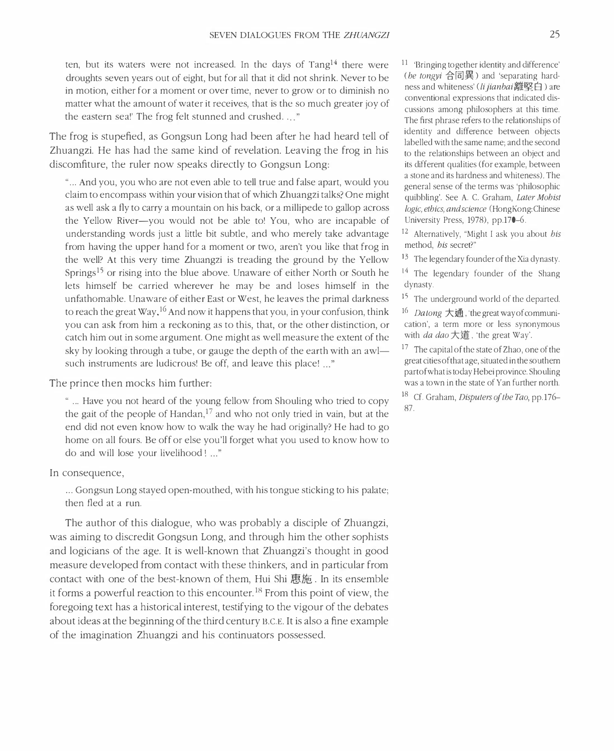ten, but its waters were not increased. In the days of Tang[14] there were droughts seven years out of eight, but for all that it did not shrink. Never to be in motion, either for a moment or over time, never to grow or to diminish no matter what the amount of water it receives, that is the so much greater joy of the eastern sea!' The frog felt stunned and crushed. ..."

The frog is stupefied, as Gongsun Long had been after he had heard tell of Zhuangzi. He has had the same kind of revelation. Leaving the frog in his discomfiture, the ruler now speaks directly to Gongsun Long:

> "... And you, you who are not even able to tell true and false apart, would you claim to encompass within your vision that of which Zhuangzi talks? One might as well ask a fly to carry a mountain on his back, or a millipede to gallop across the Yellow River—you would not be able to! You, who are incapable of understanding words just a little bit subtle, and who merely take advantage from having the upper hand for a moment or two, aren't you like that frog in the well? At this very time Zhuangzi is treading the ground by the Yellow Springs[15] or rising into the blue above. Unaware of either North or South he lets himself be carried wherever he may be and loses himself in the unfathomable. Unaware of either East or West, he leaves the primal darkness to reach the great Way.[16] And now it happens that you, in your confusion, think you can ask from him a reckoning as to this, that, or the other distinction, or catch him out in some argument. One might as well measure the extent of the sky by looking through a tube, or gauge the depth of the earth with an awl—such instruments are ludicrous! Be off, and leave this place! ..."

The prince then mocks him further:

> " ... Have you not heard of the young fellow from Shouling who tried to copy the gait of the people of Handan,[17] and who not only tried in vain, but at the end did not even know how to walk the way he had originally? He had to go home on all fours. Be off or else you'll forget what you used to know how to do and will lose your livelihood! ..."

In consequence,

> ... Gongsun Long stayed open-mouthed, with his tongue sticking to his palate; then fled at a run.

The author of this dialogue, who was probably a disciple of Zhuangzi, was aiming to discredit Gongsun Long, and through him the other sophists and logicians of the age. It is well-known that Zhuangzi's thought in good measure developed from contact with these thinkers, and in particular from contact with one of the best-known of them, Hui Shi 惠施. In its ensemble it forms a powerful reaction to this encounter.[18] From this point of view, the foregoing text has a historical interest, testifying to the vigour of the debates about ideas at the beginning of the third century B.C.E. It is also a fine example of the imagination Zhuangzi and his continuators possessed.

---

[11] 'Bringing together identity and difference' (*he tongyi* 合同異) and 'separating hardness and whiteness' (*li jianbai* 離堅白) are conventional expressions that indicated discussions among philosophers at this time. The first phrase refers to the relationships of identity and difference between objects labelled with the same name; and the second to the relationships between an object and its different qualities (for example, between a stone and its hardness and whiteness). The general sense of the terms was 'philosophic quibbling'. See A. C. Graham, *Later Mohist logic, ethics, and science* (HongKong: Chinese University Press, 1978), pp.170–6.

[12] Alternatively, "Might I ask you about *his* method, *his* secret?"

[13] The legendary founder of the Xia dynasty.

[14] The legendary founder of the Shang dynasty.

[15] The underground world of the departed.

[16] *Datong* 大通, 'the great way of communication', a term more or less synonymous with *da dao* 大道, 'the great Way'.

[17] The capital of the state of Zhao, one of the great cities of that age, situated in the southern part of what is today Hebei province. Shouling was a town in the state of Yan further north.

[18] Cf. Graham, *Disputers of the Tao*, pp.176–87.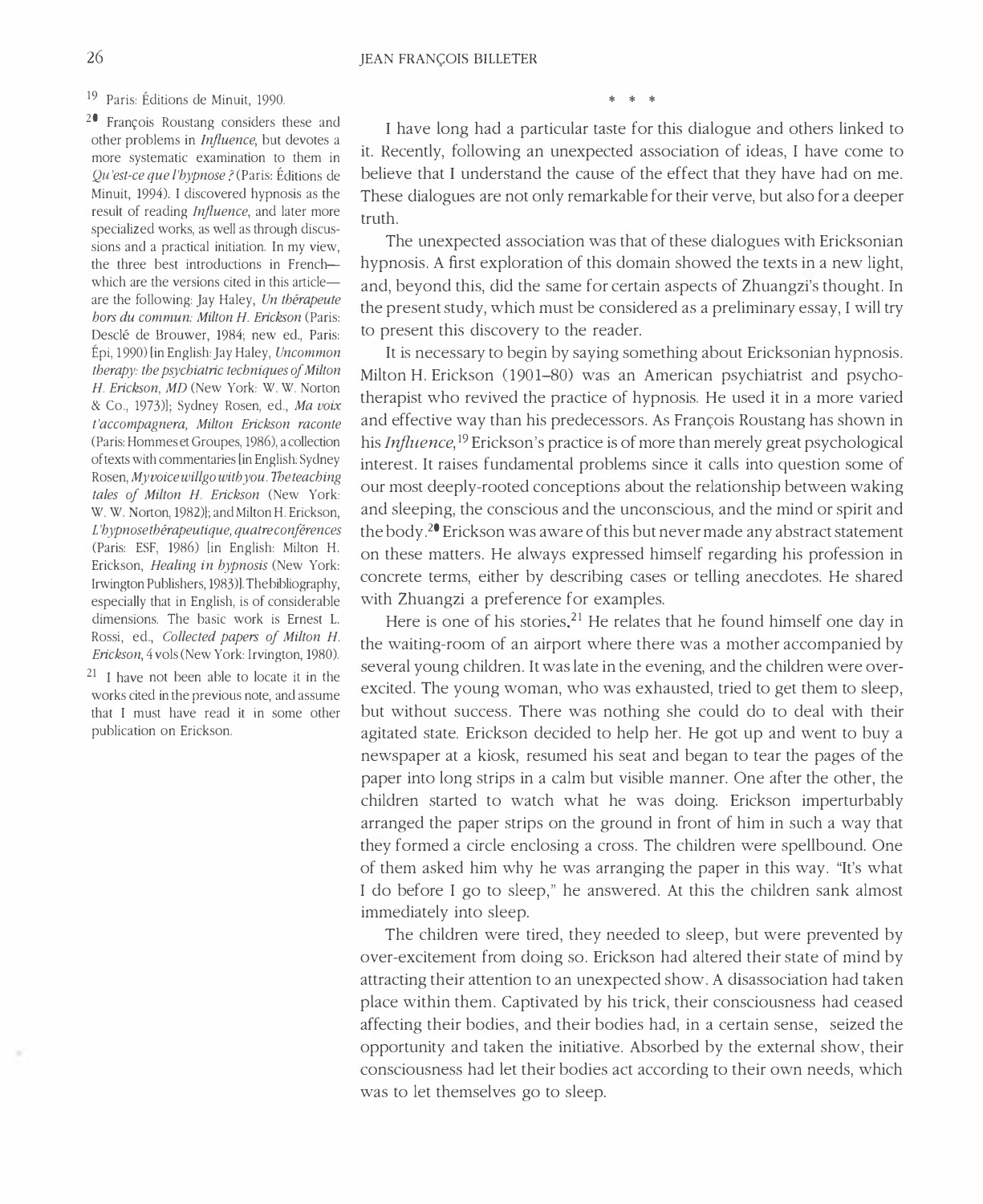\* \* \*

I have long had a particular taste for this dialogue and others linked to it. Recently, following an unexpected association of ideas, I have come to believe that I understand the cause of the effect that they have had on me. These dialogues are not only remarkable for their verve, but also for a deeper truth.

The unexpected association was that of these dialogues with Ericksonian hypnosis. A first exploration of this domain showed the texts in a new light, and, beyond this, did the same for certain aspects of Zhuangzi's thought. In the present study, which must be considered as a preliminary essay, I will try to present this discovery to the reader.

It is necessary to begin by saying something about Ericksonian hypnosis. Milton H. Erickson (1901–80) was an American psychiatrist and psychotherapist who revived the practice of hypnosis. He used it in a more varied and effective way than his predecessors. As François Roustang has shown in his *Influence*,[19] Erickson's practice is of more than merely great psychological interest. It raises fundamental problems since it calls into question some of our most deeply-rooted conceptions about the relationship between waking and sleeping, the conscious and the unconscious, and the mind or spirit and the body.[20] Erickson was aware of this but never made any abstract statement on these matters. He always expressed himself regarding his profession in concrete terms, either by describing cases or telling anecdotes. He shared with Zhuangzi a preference for examples.

Here is one of his stories.[21] He relates that he found himself one day in the waiting-room of an airport where there was a mother accompanied by several young children. It was late in the evening, and the children were over-excited. The young woman, who was exhausted, tried to get them to sleep, but without success. There was nothing she could do to deal with their agitated state. Erickson decided to help her. He got up and went to buy a newspaper at a kiosk, resumed his seat and began to tear the pages of the paper into long strips in a calm but visible manner. One after the other, the children started to watch what he was doing. Erickson imperturbably arranged the paper strips on the ground in front of him in such a way that they formed a circle enclosing a cross. The children were spellbound. One of them asked him why he was arranging the paper in this way. "It's what I do before I go to sleep," he answered. At this the children sank almost immediately into sleep.

The children were tired, they needed to sleep, but were prevented by over-excitement from doing so. Erickson had altered their state of mind by attracting their attention to an unexpected show. A disassociation had taken place within them. Captivated by his trick, their consciousness had ceased affecting their bodies, and their bodies had, in a certain sense, seized the opportunity and taken the initiative. Absorbed by the external show, their consciousness had let their bodies act according to their own needs, which was to let themselves go to sleep.

---

[19] Paris: Éditions de Minuit, 1990.

[20] François Roustang considers these and other problems in *Influence*, but devotes a more systematic examination to them in *Qu'est-ce que l'hypnose ?* (Paris: Éditions de Minuit, 1994). I discovered hypnosis as the result of reading *Influence*, and later more specialized works, as well as through discussions and a practical initiation. In my view, the three best introductions in French—which are the versions cited in this article—are the following: Jay Haley, *Un thérapeute hors du commun: Milton H. Erickson* (Paris: Desclé de Brouwer, 1984; new ed., Paris: Épi, 1990) [in English: Jay Haley, *Uncommon therapy: the psychiatric techniques of Milton H. Erickson, MD* (New York: W. W. Norton & Co., 1973)]; Sydney Rosen, ed., *Ma voix t'accompagnera, Milton Erickson raconte* (Paris: Hommes et Groupes, 1986), a collection of texts with commentaries [in English: Sydney Rosen, *My voice will go with you. The teaching tales of Milton H. Erickson* (New York: W. W. Norton, 1982)]; and Milton H. Erickson, *L'hypnose thérapeutique, quatre conférences* (Paris: ESF, 1986) [in English: Milton H. Erickson, *Healing in hypnosis* (New York: Irwington Publishers, 1983)]. The bibliography, especially that in English, is of considerable dimensions. The basic work is Ernest L. Rossi, ed., *Collected papers of Milton H. Erickson*, 4 vols (New York: Irvington, 1980).

[21] I have not been able to locate it in the works cited in the previous note, and assume that I must have read it in some other publication on Erickson.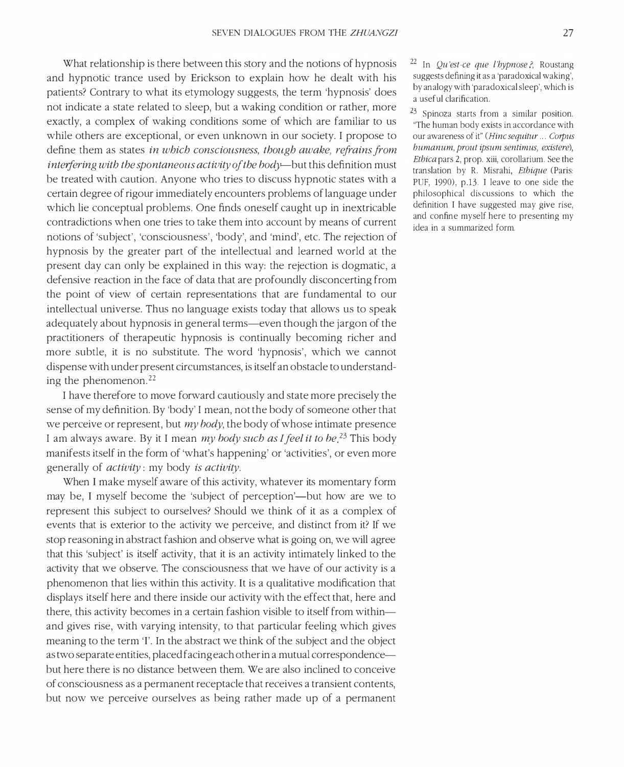What relationship is there between this story and the notions of hypnosis and hypnotic trance used by Erickson to explain how he dealt with his patients? Contrary to what its etymology suggests, the term 'hypnosis' does not indicate a state related to sleep, but a waking condition or rather, more exactly, a complex of waking conditions some of which are familiar to us while others are exceptional, or even unknown in our society. I propose to define them as states *in which consciousness, though awake, refrains from interfering with the spontaneous activity of the body*—but this definition must be treated with caution. Anyone who tries to discuss hypnotic states with a certain degree of rigour immediately encounters problems of language under which lie conceptual problems. One finds oneself caught up in inextricable contradictions when one tries to take them into account by means of current notions of 'subject', 'consciousness', 'body', and 'mind', etc. The rejection of hypnosis by the greater part of the intellectual and learned world at the present day can only be explained in this way: the rejection is dogmatic, a defensive reaction in the face of data that are profoundly disconcerting from the point of view of certain representations that are fundamental to our intellectual universe. Thus no language exists today that allows us to speak adequately about hypnosis in general terms—even though the jargon of the practitioners of therapeutic hypnosis is continually becoming richer and more subtle, it is no substitute. The word 'hypnosis', which we cannot dispense with under present circumstances, is itself an obstacle to understanding the phenomenon.[22]

I have therefore to move forward cautiously and state more precisely the sense of my definition. By 'body' I mean, not the body of someone other that we perceive or represent, but *my body*, the body of whose intimate presence I am always aware. By it I mean *my body such as I feel it to be*.[23] This body manifests itself in the form of 'what's happening' or 'activities', or even more generally of *activity*: my body *is activity*.

When I make myself aware of this activity, whatever its momentary form may be, I myself become the 'subject of perception'—but how are we to represent this subject to ourselves? Should we think of it as a complex of events that is exterior to the activity we perceive, and distinct from it? If we stop reasoning in abstract fashion and observe what is going on, we will agree that this 'subject' is itself activity, that it is an activity intimately linked to the activity that we observe. The consciousness that we have of our activity is a phenomenon that lies within this activity. It is a qualitative modification that displays itself here and there inside our activity with the effect that, here and there, this activity becomes in a certain fashion visible to itself from within—and gives rise, with varying intensity, to that particular feeling which gives meaning to the term 'I'. In the abstract we think of the subject and the object as two separate entities, placed facing each other in a mutual correspondence—but here there is no distance between them. We are also inclined to conceive of consciousness as a permanent receptacle that receives a transient contents, but now we perceive ourselves as being rather made up of a permanent

[22] In *Qu'est-ce que l'hypnose?*, Roustang suggests defining it as a 'paradoxical waking', by analogy with 'paradoxical sleep', which is a useful clarification.

[23] Spinoza starts from a similar position. "The human body exists in accordance with our awareness of it" (*Hinc sequitur ... Corpus humanum, prout ipsum sentimus, existere*), *Ethica* pars 2, prop. xiii, corollarium. See the translation by R. Misrahi, *Ethique* (Paris: PUF, 1990), p.13. I leave to one side the philosophical discussions to which the definition I have suggested may give rise, and confine myself here to presenting my idea in a summarized form.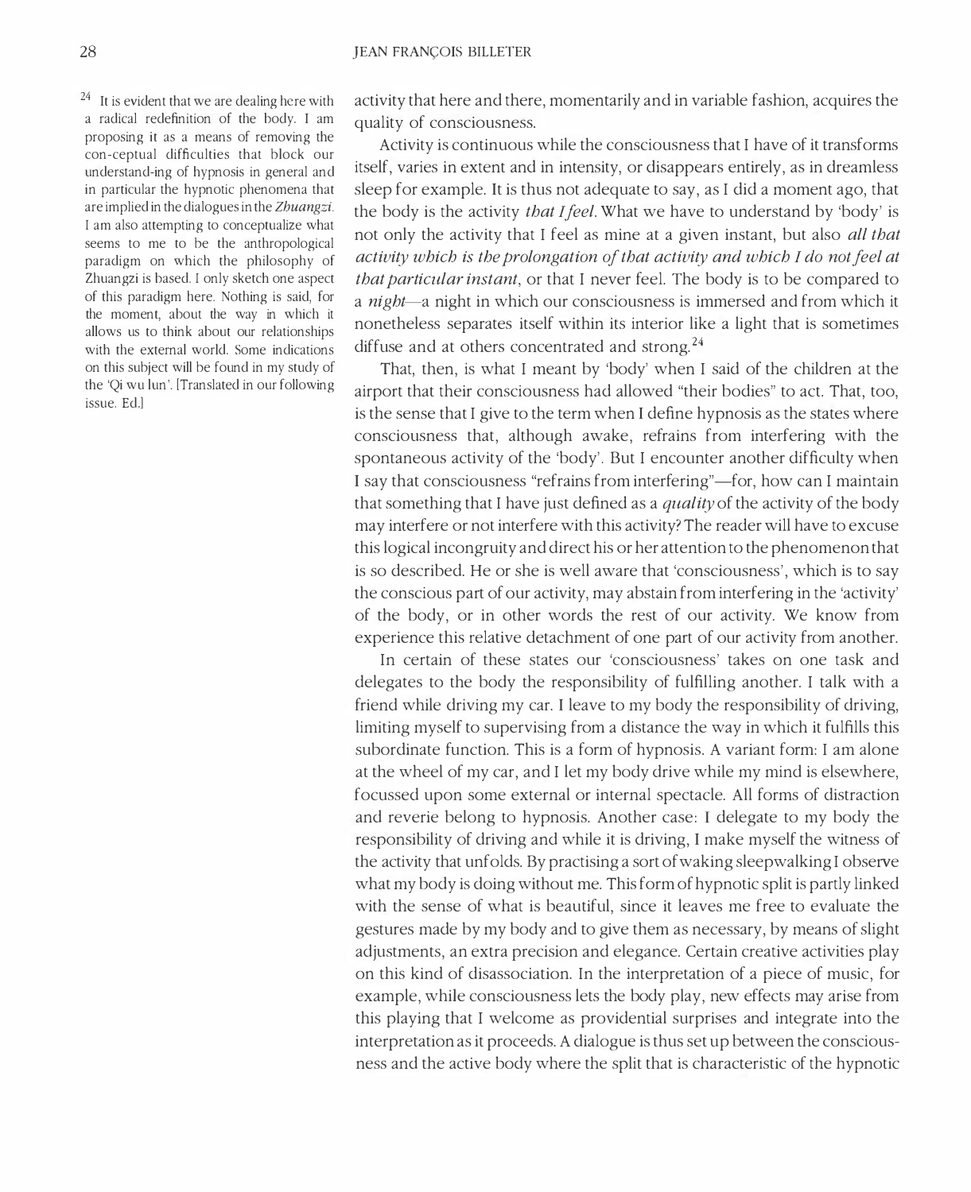activity that here and there, momentarily and in variable fashion, acquires the quality of consciousness.

Activity is continuous while the consciousness that I have of it transforms itself, varies in extent and in intensity, or disappears entirely, as in dreamless sleep for example. It is thus not adequate to say, as I did a moment ago, that the body is the activity *that I feel*. What we have to understand by 'body' is not only the activity that I feel as mine at a given instant, but also *all that activity which is the prolongation of that activity and which I do not feel at that particular instant*, or that I never feel. The body is to be compared to a *night*—a night in which our consciousness is immersed and from which it nonetheless separates itself within its interior like a light that is sometimes diffuse and at others concentrated and strong.[24]

That, then, is what I meant by 'body' when I said of the children at the airport that their consciousness had allowed "their bodies" to act. That, too, is the sense that I give to the term when I define hypnosis as the states where consciousness that, although awake, refrains from interfering with the spontaneous activity of the 'body'. But I encounter another difficulty when I say that consciousness "refrains from interfering"—for, how can I maintain that something that I have just defined as a *quality* of the activity of the body may interfere or not interfere with this activity? The reader will have to excuse this logical incongruity and direct his or her attention to the phenomenon that is so described. He or she is well aware that 'consciousness', which is to say the conscious part of our activity, may abstain from interfering in the 'activity' of the body, or in other words the rest of our activity. We know from experience this relative detachment of one part of our activity from another.

In certain of these states our 'consciousness' takes on one task and delegates to the body the responsibility of fulfilling another. I talk with a friend while driving my car. I leave to my body the responsibility of driving, limiting myself to supervising from a distance the way in which it fulfills this subordinate function. This is a form of hypnosis. A variant form: I am alone at the wheel of my car, and I let my body drive while my mind is elsewhere, focussed upon some external or internal spectacle. All forms of distraction and reverie belong to hypnosis. Another case: I delegate to my body the responsibility of driving and while it is driving, I make myself the witness of the activity that unfolds. By practising a sort of waking sleepwalking I observe what my body is doing without me. This form of hypnotic split is partly linked with the sense of what is beautiful, since it leaves me free to evaluate the gestures made by my body and to give them as necessary, by means of slight adjustments, an extra precision and elegance. Certain creative activities play on this kind of disassociation. In the interpretation of a piece of music, for example, while consciousness lets the body play, new effects may arise from this playing that I welcome as providential surprises and integrate into the interpretation as it proceeds. A dialogue is thus set up between the consciousness and the active body where the split that is characteristic of the hypnotic

[24] It is evident that we are dealing here with a radical redefinition of the body. I am proposing it as a means of removing the con-ceptual difficulties that block our understand-ing of hypnosis in general and in particular the hypnotic phenomena that are implied in the dialogues in the *Zhuangzi*. I am also attempting to conceptualize what seems to me to be the anthropological paradigm on which the philosophy of Zhuangzi is based. I only sketch one aspect of this paradigm here. Nothing is said, for the moment, about the way in which it allows us to think about our relationships with the external world. Some indications on this subject will be found in my study of the 'Qi wu lun'. [Translated in our following issue. Ed.]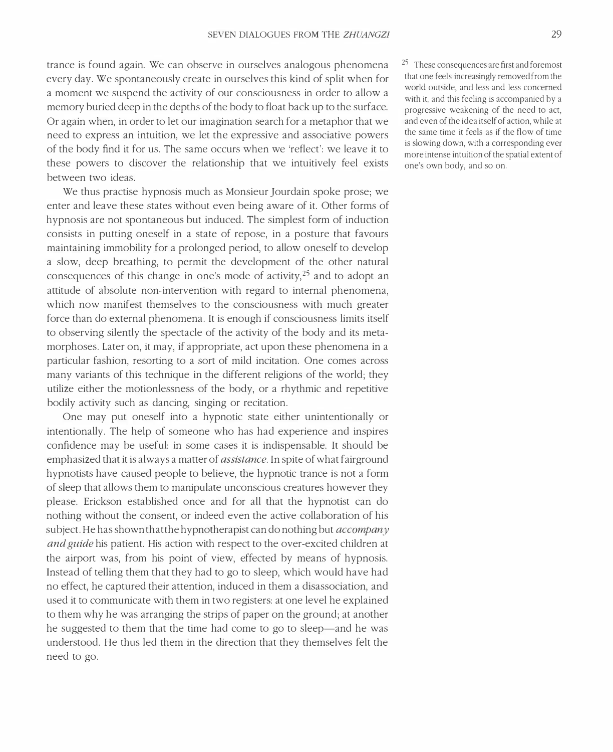trance is found again. We can observe in ourselves analogous phenomena every day. We spontaneously create in ourselves this kind of split when for a moment we suspend the activity of our consciousness in order to allow a memory buried deep in the depths of the body to float back up to the surface. Or again when, in order to let our imagination search for a metaphor that we need to express an intuition, we let the expressive and associative powers of the body find it for us. The same occurs when we 'reflect': we leave it to these powers to discover the relationship that we intuitively feel exists between two ideas.

We thus practise hypnosis much as Monsieur Jourdain spoke prose; we enter and leave these states without even being aware of it. Other forms of hypnosis are not spontaneous but induced. The simplest form of induction consists in putting oneself in a state of repose, in a posture that favours maintaining immobility for a prolonged period, to allow oneself to develop a slow, deep breathing, to permit the development of the other natural consequences of this change in one's mode of activity,[25] and to adopt an attitude of absolute non-intervention with regard to internal phenomena, which now manifest themselves to the consciousness with much greater force than do external phenomena. It is enough if consciousness limits itself to observing silently the spectacle of the activity of the body and its metamorphoses. Later on, it may, if appropriate, act upon these phenomena in a particular fashion, resorting to a sort of mild incitation. One comes across many variants of this technique in the different religions of the world; they utilize either the motionlessness of the body, or a rhythmic and repetitive bodily activity such as dancing, singing or recitation.

One may put oneself into a hypnotic state either unintentionally or intentionally. The help of someone who has had experience and inspires confidence may be useful: in some cases it is indispensable. It should be emphasized that it is always a matter of *assistance*. In spite of what fairground hypnotists have caused people to believe, the hypnotic trance is not a form of sleep that allows them to manipulate unconscious creatures however they please. Erickson established once and for all that the hypnotist can do nothing without the consent, or indeed even the active collaboration of his subject. He has shown that the hypnotherapist can do nothing but *accompany and guide* his patient. His action with respect to the over-excited children at the airport was, from his point of view, effected by means of hypnosis. Instead of telling them that they had to go to sleep, which would have had no effect, he captured their attention, induced in them a disassociation, and used it to communicate with them in two registers: at one level he explained to them why he was arranging the strips of paper on the ground; at another he suggested to them that the time had come to go to sleep—and he was understood. He thus led them in the direction that they themselves felt the need to go.

[25] These consequences are first and foremost that one feels increasingly removed from the world outside, and less and less concerned with it, and this feeling is accompanied by a progressive weakening of the need to act, and even of the idea itself of action, while at the same time it feels as if the flow of time is slowing down, with a corresponding ever more intense intuition of the spatial extent of one's own body, and so on.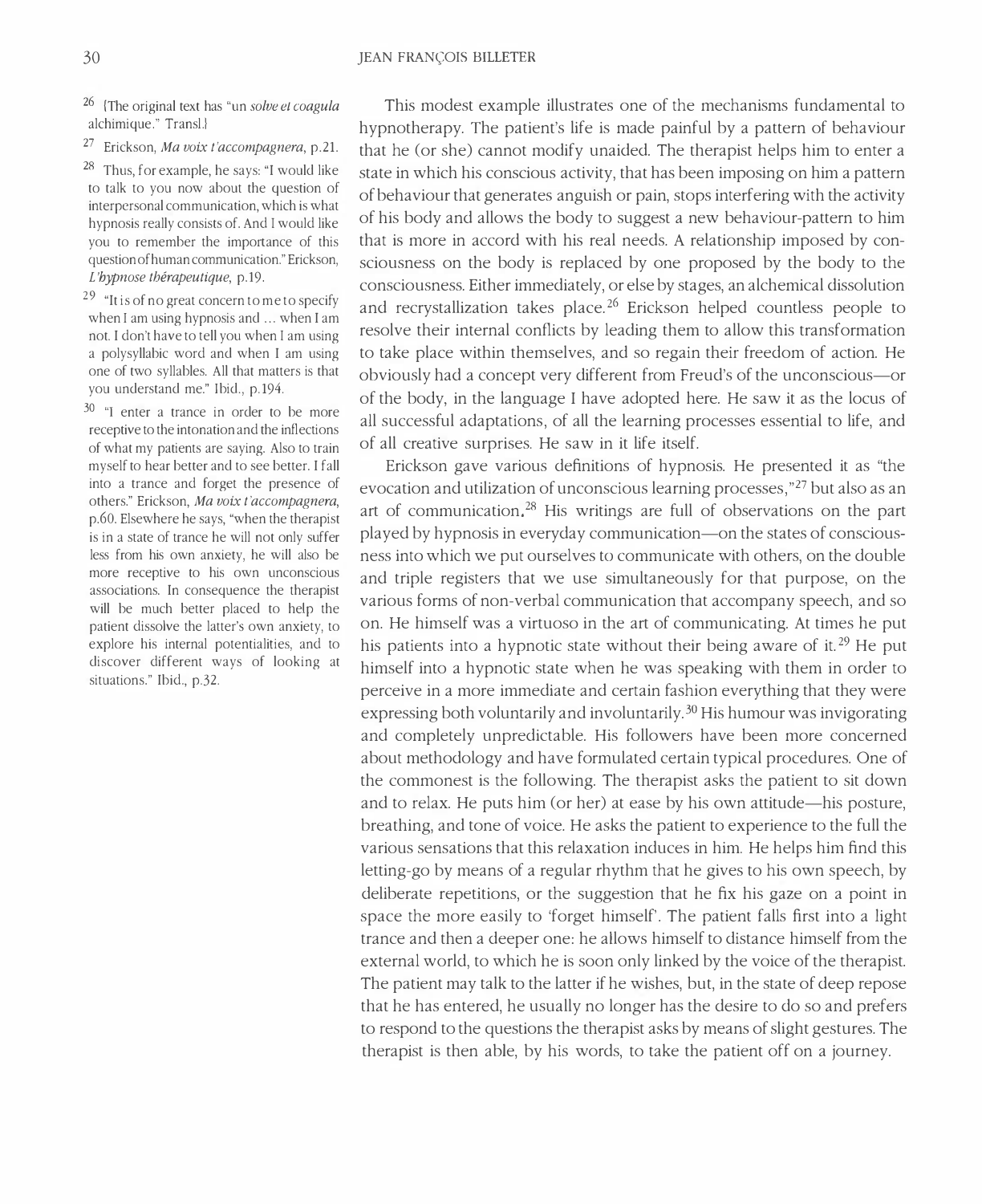This modest example illustrates one of the mechanisms fundamental to hypnotherapy. The patient's life is made painful by a pattern of behaviour that he (or she) cannot modify unaided. The therapist helps him to enter a state in which his conscious activity, that has been imposing on him a pattern of behaviour that generates anguish or pain, stops interfering with the activity of his body and allows the body to suggest a new behaviour-pattern to him that is more in accord with his real needs. A relationship imposed by consciousness on the body is replaced by one proposed by the body to the consciousness. Either immediately, or else by stages, an alchemical dissolution and recrystallization takes place.[26] Erickson helped countless people to resolve their internal conflicts by leading them to allow this transformation to take place within themselves, and so regain their freedom of action. He obviously had a concept very different from Freud's of the unconscious—or of the body, in the language I have adopted here. He saw it as the locus of all successful adaptations, of all the learning processes essential to life, and of all creative surprises. He saw in it life itself.

Erickson gave various definitions of hypnosis. He presented it as "the evocation and utilization of unconscious learning processes,"[27] but also as an art of communication.[28] His writings are full of observations on the part played by hypnosis in everyday communication—on the states of consciousness into which we put ourselves to communicate with others, on the double and triple registers that we use simultaneously for that purpose, on the various forms of non-verbal communication that accompany speech, and so on. He himself was a virtuoso in the art of communicating. At times he put his patients into a hypnotic state without their being aware of it.[29] He put himself into a hypnotic state when he was speaking with them in order to perceive in a more immediate and certain fashion everything that they were expressing both voluntarily and involuntarily.[30] His humour was invigorating and completely unpredictable. His followers have been more concerned about methodology and have formulated certain typical procedures. One of the commonest is the following. The therapist asks the patient to sit down and to relax. He puts him (or her) at ease by his own attitude—his posture, breathing, and tone of voice. He asks the patient to experience to the full the various sensations that this relaxation induces in him. He helps him find this letting-go by means of a regular rhythm that he gives to his own speech, by deliberate repetitions, or the suggestion that he fix his gaze on a point in space the more easily to 'forget himself'. The patient falls first into a light trance and then a deeper one: he allows himself to distance himself from the external world, to which he is soon only linked by the voice of the therapist. The patient may talk to the latter if he wishes, but, in the state of deep repose that he has entered, he usually no longer has the desire to do so and prefers to respond to the questions the therapist asks by means of slight gestures. The therapist is then able, by his words, to take the patient off on a journey.

---

26 [The original text has "un *solve et coagula* alchimique." Transl.]

27 Erickson, *Ma voix t'accompagnera*, p.21.

28 Thus, for example, he says: "I would like to talk to you now about the question of interpersonal communication, which is what hypnosis really consists of. And I would like you to remember the importance of this question of human communication." Erickson, *L'hypnose thérapeutique*, p.19.

29 "It is of no great concern to me to specify when I am using hypnosis and ... when I am not. I don't have to tell you when I am using a polysyllabic word and when I am using one of two syllables. All that matters is that you understand me." Ibid., p.194.

30 "I enter a trance in order to be more receptive to the intonation and the inflections of what my patients are saying. Also to train myself to hear better and to see better. I fall into a trance and forget the presence of others." Erickson, *Ma voix t'accompagnera*, p.60. Elsewhere he says, "when the therapist is in a state of trance he will not only suffer less from his own anxiety, he will also be more receptive to his own unconscious associations. In consequence the therapist will be much better placed to help the patient dissolve the latter's own anxiety, to explore his internal potentialities, and to discover different ways of looking at situations." Ibid., p.32.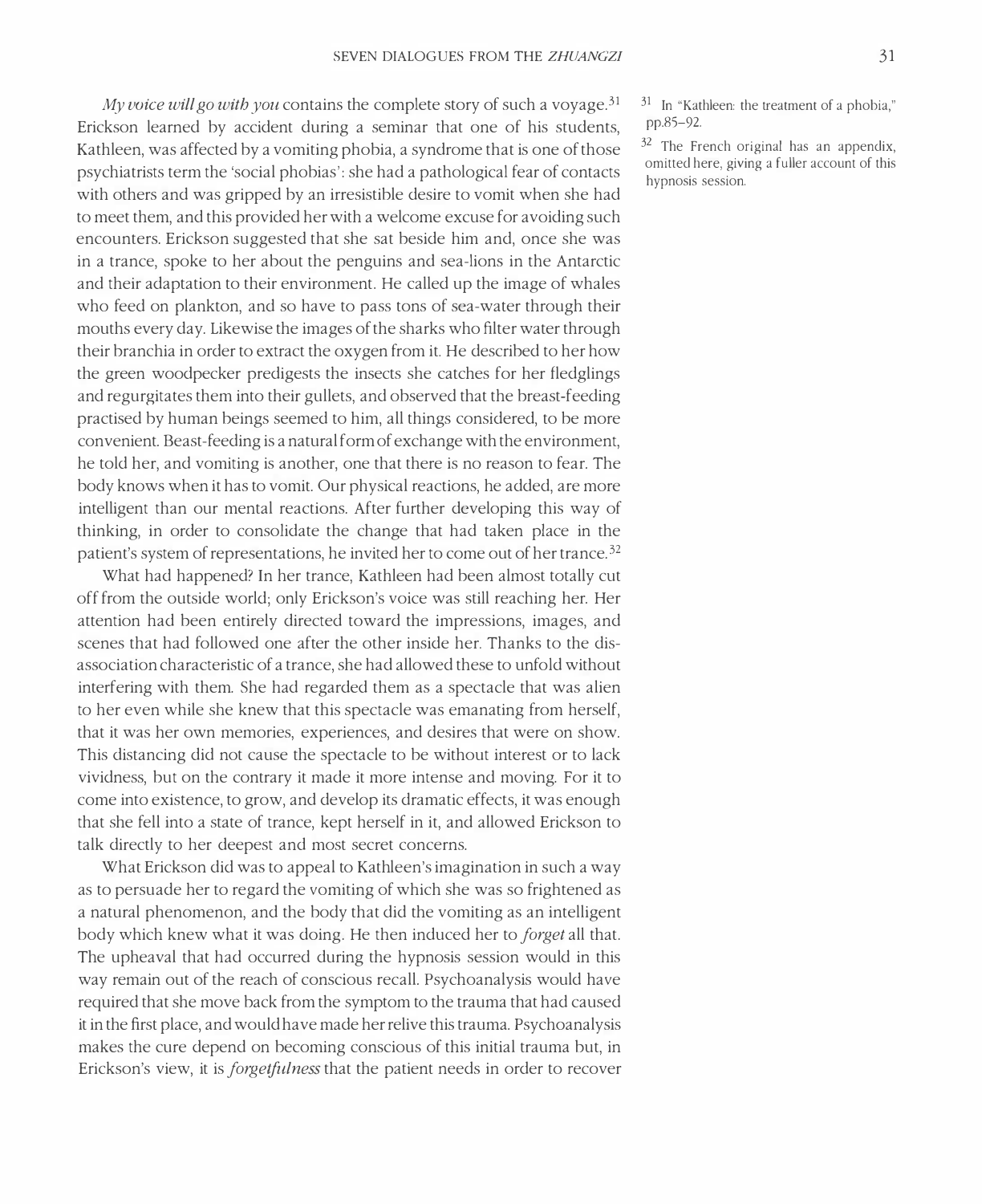*My voice will go with you* contains the complete story of such a voyage.[31] Erickson learned by accident during a seminar that one of his students, Kathleen, was affected by a vomiting phobia, a syndrome that is one of those psychiatrists term the 'social phobias': she had a pathological fear of contacts with others and was gripped by an irresistible desire to vomit when she had to meet them, and this provided her with a welcome excuse for avoiding such encounters. Erickson suggested that she sat beside him and, once she was in a trance, spoke to her about the penguins and sea-lions in the Antarctic and their adaptation to their environment. He called up the image of whales who feed on plankton, and so have to pass tons of sea-water through their mouths every day. Likewise the images of the sharks who filter water through their branchia in order to extract the oxygen from it. He described to her how the green woodpecker predigests the insects she catches for her fledglings and regurgitates them into their gullets, and observed that the breast-feeding practised by human beings seemed to him, all things considered, to be more convenient. Beast-feeding is a natural form of exchange with the environment, he told her, and vomiting is another, one that there is no reason to fear. The body knows when it has to vomit. Our physical reactions, he added, are more intelligent than our mental reactions. After further developing this way of thinking, in order to consolidate the change that had taken place in the patient's system of representations, he invited her to come out of her trance.[32]

What had happened? In her trance, Kathleen had been almost totally cut off from the outside world; only Erickson's voice was still reaching her. Her attention had been entirely directed toward the impressions, images, and scenes that had followed one after the other inside her. Thanks to the dissociation characteristic of a trance, she had allowed these to unfold without interfering with them. She had regarded them as a spectacle that was alien to her even while she knew that this spectacle was emanating from herself, that it was her own memories, experiences, and desires that were on show. This distancing did not cause the spectacle to be without interest or to lack vividness, but on the contrary it made it more intense and moving. For it to come into existence, to grow, and develop its dramatic effects, it was enough that she fell into a state of trance, kept herself in it, and allowed Erickson to talk directly to her deepest and most secret concerns.

What Erickson did was to appeal to Kathleen's imagination in such a way as to persuade her to regard the vomiting of which she was so frightened as a natural phenomenon, and the body that did the vomiting as an intelligent body which knew what it was doing. He then induced her to *forget* all that. The upheaval that had occurred during the hypnosis session would in this way remain out of the reach of conscious recall. Psychoanalysis would have required that she move back from the symptom to the trauma that had caused it in the first place, and would have made her relive this trauma. Psychoanalysis makes the cure depend on becoming conscious of this initial trauma but, in Erickson's view, it is *forgetfulness* that the patient needs in order to recover

[31] In "Kathleen: the treatment of a phobia," pp.85–92.

[32] The French original has an appendix, omitted here, giving a fuller account of this hypnosis session.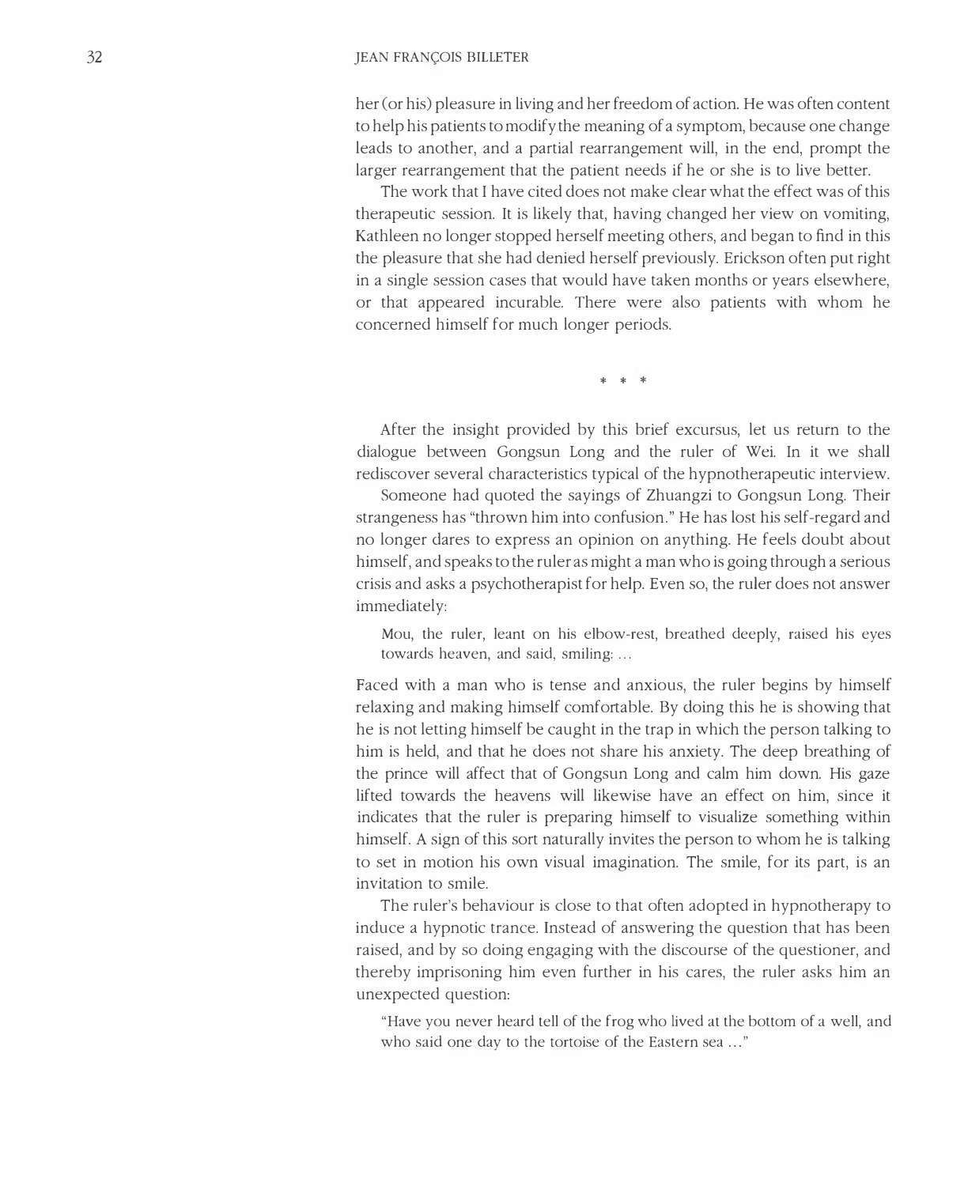her (or his) pleasure in living and her freedom of action. He was often content to help his patients to modify the meaning of a symptom, because one change leads to another, and a partial rearrangement will, in the end, prompt the larger rearrangement that the patient needs if he or she is to live better.

The work that I have cited does not make clear what the effect was of this therapeutic session. It is likely that, having changed her view on vomiting, Kathleen no longer stopped herself meeting others, and began to find in this the pleasure that she had denied herself previously. Erickson often put right in a single session cases that would have taken months or years elsewhere, or that appeared incurable. There were also patients with whom he concerned himself for much longer periods.

\* \* \*

After the insight provided by this brief excursus, let us return to the dialogue between Gongsun Long and the ruler of Wei. In it we shall rediscover several characteristics typical of the hypnotherapeutic interview.

Someone had quoted the sayings of Zhuangzi to Gongsun Long. Their strangeness has "thrown him into confusion." He has lost his self-regard and no longer dares to express an opinion on anything. He feels doubt about himself, and speaks to the ruler as might a man who is going through a serious crisis and asks a psychotherapist for help. Even so, the ruler does not answer immediately:

> Mou, the ruler, leant on his elbow-rest, breathed deeply, raised his eyes towards heaven, and said, smiling: ...

Faced with a man who is tense and anxious, the ruler begins by himself relaxing and making himself comfortable. By doing this he is showing that he is not letting himself be caught in the trap in which the person talking to him is held, and that he does not share his anxiety. The deep breathing of the prince will affect that of Gongsun Long and calm him down. His gaze lifted towards the heavens will likewise have an effect on him, since it indicates that the ruler is preparing himself to visualize something within himself. A sign of this sort naturally invites the person to whom he is talking to set in motion his own visual imagination. The smile, for its part, is an invitation to smile.

The ruler's behaviour is close to that often adopted in hypnotherapy to induce a hypnotic trance. Instead of answering the question that has been raised, and by so doing engaging with the discourse of the questioner, and thereby imprisoning him even further in his cares, the ruler asks him an unexpected question:

> "Have you never heard tell of the frog who lived at the bottom of a well, and who said one day to the tortoise of the Eastern sea ..."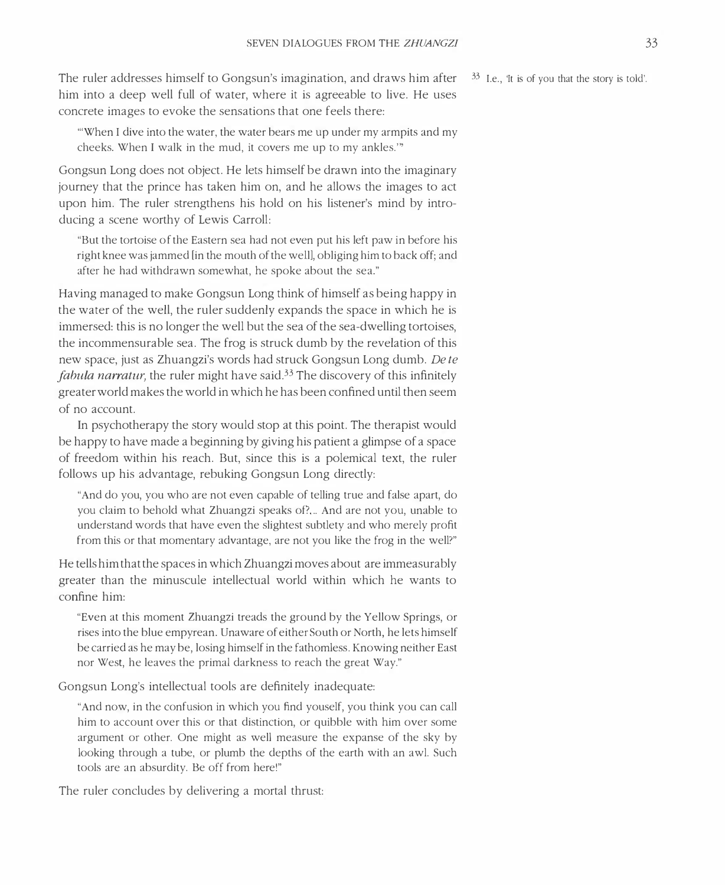The ruler addresses himself to Gongsun's imagination, and draws him after him into a deep well full of water, where it is agreeable to live. He uses concrete images to evoke the sensations that one feels there:

> "'When I dive into the water, the water bears me up under my armpits and my cheeks. When I walk in the mud, it covers me up to my ankles.'"

Gongsun Long does not object. He lets himself be drawn into the imaginary journey that the prince has taken him on, and he allows the images to act upon him. The ruler strengthens his hold on his listener's mind by introducing a scene worthy of Lewis Carroll:

> "But the tortoise of the Eastern sea had not even put his left paw in before his right knee was jammed [in the mouth of the well], obliging him to back off; and after he had withdrawn somewhat, he spoke about the sea."

Having managed to make Gongsun Long think of himself as being happy in the water of the well, the ruler suddenly expands the space in which he is immersed: this is no longer the well but the sea of the sea-dwelling tortoises, the incommensurable sea. The frog is struck dumb by the revelation of this new space, just as Zhuangzi's words had struck Gongsun Long dumb. *De te fabula narratur,* the ruler might have said.[33] The discovery of this infinitely greater world makes the world in which he has been confined until then seem of no account.

In psychotherapy the story would stop at this point. The therapist would be happy to have made a beginning by giving his patient a glimpse of a space of freedom within his reach. But, since this is a polemical text, the ruler follows up his advantage, rebuking Gongsun Long directly:

> "And do you, you who are not even capable of telling true and false apart, do you claim to behold what Zhuangzi speaks of?... And are not you, unable to understand words that have even the slightest subtlety and who merely profit from this or that momentary advantage, are not you like the frog in the well?"

He tells him that the spaces in which Zhuangzi moves about are immeasurably greater than the minuscule intellectual world within which he wants to confine him:

> "Even at this moment Zhuangzi treads the ground by the Yellow Springs, or rises into the blue empyrean. Unaware of either South or North, he lets himself be carried as he may be, losing himself in the fathomless. Knowing neither East nor West, he leaves the primal darkness to reach the great Way."

Gongsun Long's intellectual tools are definitely inadequate:

> "And now, in the confusion in which you find youself, you think you can call him to account over this or that distinction, or quibble with him over some argument or other. One might as well measure the expanse of the sky by looking through a tube, or plumb the depths of the earth with an awl. Such tools are an absurdity. Be off from here!"

The ruler concludes by delivering a mortal thrust:

[33] I.e., 'It is of you that the story is told'.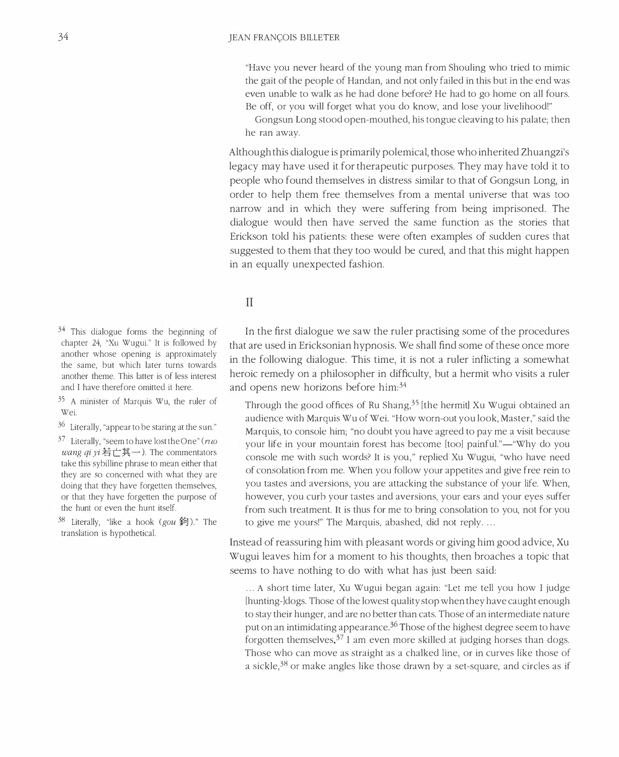"Have you never heard of the young man from Shouling who tried to mimic the gait of the people of Handan, and not only failed in this but in the end was even unable to walk as he had done before? He had to go home on all fours. Be off, or you will forget what you do know, and lose your livelihood!"

Gongsun Long stood open-mouthed, his tongue cleaving to his palate; then he ran away.

Although this dialogue is primarily polemical, those who inherited Zhuangzi's legacy may have used it for therapeutic purposes. They may have told it to people who found themselves in distress similar to that of Gongsun Long, in order to help them free themselves from a mental universe that was too narrow and in which they were suffering from being imprisoned. The dialogue would then have served the same function as the stories that Erickson told his patients: these were often examples of sudden cures that suggested to them that they too would be cured, and that this might happen in an equally unexpected fashion.

## II

In the first dialogue we saw the ruler practising some of the procedures that are used in Ericksonian hypnosis. We shall find some of these once more in the following dialogue. This time, it is not a ruler inflicting a somewhat heroic remedy on a philosopher in difficulty, but a hermit who visits a ruler and opens new horizons before him:[34]

> Through the good offices of Ru Shang,[35] [the hermit] Xu Wugui obtained an audience with Marquis Wu of Wei. "How worn-out you look, Master," said the Marquis, to console him; "no doubt you have agreed to pay me a visit because your life in your mountain forest has become [too] painful."—"Why do you console me with such words? It is you," replied Xu Wugui, "who have need of consolation from me. When you follow your appetites and give free rein to you tastes and aversions, you are attacking the substance of your life. When, however, you curb your tastes and aversions, your ears and your eyes suffer from such treatment. It is thus for me to bring consolation to you, not for you to give me yours!" The Marquis, abashed, did not reply. ...

Instead of reassuring him with pleasant words or giving him good advice, Xu Wugui leaves him for a moment to his thoughts, then broaches a topic that seems to have nothing to do with what has just been said:

> ... A short time later, Xu Wugui began again: "Let me tell you how I judge [hunting-]dogs. Those of the lowest quality stop when they have caught enough to stay their hunger, and are no better than cats. Those of an intermediate nature put on an intimidating appearance.[36] Those of the highest degree seem to have forgotten themselves.[37] I am even more skilled at judging horses than dogs. Those who can move as straight as a chalked line, or in curves like those of a sickle,[38] or make angles like those drawn by a set-square, and circles as if

[34] This dialogue forms the beginning of chapter 24, "Xu Wugui." It is followed by another whose opening is approximately the same, but which later turns towards another theme. This latter is of less interest and I have therefore omitted it here.

[35] A minister of Marquis Wu, the ruler of Wei.

[36] Literally, "appear to be staring at the sun."

[37] Literally, "seem to have lost the One" (*ruo wang qi yi* 若亡其一). The commentators take this sybilline phrase to mean either that they are so concerned with what they are doing that they have forgetten themselves, or that they have forgetten the purpose of the hunt or even the hunt itself.

[38] Literally, "like a hook (*gou* 鉤)." The translation is hypothetical.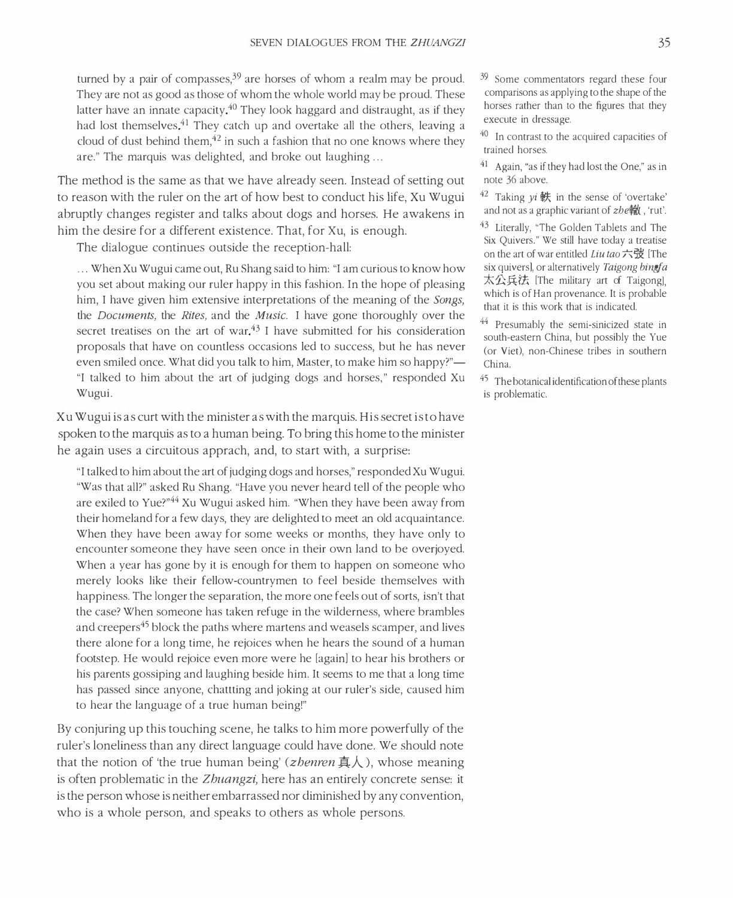turned by a pair of compasses,[39] are horses of whom a realm may be proud. They are not as good as those of whom the whole world may be proud. These latter have an innate capacity.[40] They look haggard and distraught, as if they had lost themselves.[41] They catch up and overtake all the others, leaving a cloud of dust behind them,[42] in such a fashion that no one knows where they are." The marquis was delighted, and broke out laughing ...

The method is the same as that we have already seen. Instead of setting out to reason with the ruler on the art of how best to conduct his life, Xu Wugui abruptly changes register and talks about dogs and horses. He awakens in him the desire for a different existence. That, for Xu, is enough.

The dialogue continues outside the reception-hall:

> ... When Xu Wugui came out, Ru Shang said to him: "I am curious to know how you set about making our ruler happy in this fashion. In the hope of pleasing him, I have given him extensive interpretations of the meaning of the *Songs,* the *Documents,* the *Rites,* and the *Music.* I have gone thoroughly over the secret treatises on the art of war.[43] I have submitted for his consideration proposals that have on countless occasions led to success, but he has never even smiled once. What did you talk to him, Master, to make him so happy?"—"I talked to him about the art of judging dogs and horses," responded Xu Wugui.

Xu Wugui is as curt with the minister as with the marquis. His secret is to have spoken to the marquis as to a human being. To bring this home to the minister he again uses a circuitous apprach, and, to start with, a surprise:

> "I talked to him about the art of judging dogs and horses," responded Xu Wugui. "Was that all?" asked Ru Shang. "Have you never heard tell of the people who are exiled to Yue?"[44] Xu Wugui asked him. "When they have been away from their homeland for a few days, they are delighted to meet an old acquaintance. When they have been away for some weeks or months, they have only to encounter someone they have seen once in their own land to be overjoyed. When a year has gone by it is enough for them to happen on someone who merely looks like their fellow-countrymen to feel beside themselves with happiness. The longer the separation, the more one feels out of sorts, isn't that the case? When someone has taken refuge in the wilderness, where brambles and creepers[45] block the paths where martens and weasels scamper, and lives there alone for a long time, he rejoices when he hears the sound of a human footstep. He would rejoice even more were he [again] to hear his brothers or his parents gossiping and laughing beside him. It seems to me that a long time has passed since anyone, chattting and joking at our ruler's side, caused him to hear the language of a true human being!"

By conjuring up this touching scene, he talks to him more powerfully of the ruler's loneliness than any direct language could have done. We should note that the notion of 'the true human being' (*zhenren* 真人), whose meaning is often problematic in the *Zhuangzi,* here has an entirely concrete sense: it is the person whose is neither embarrassed nor diminished by any convention, who is a whole person, and speaks to others as whole persons.

---

[39] Some commentators regard these four comparisons as applying to the shape of the horses rather than to the figures that they execute in dressage.

[40] In contrast to the acquired capacities of trained horses.

[41] Again, "as if they had lost the One," as in note 36 above.

[42] Taking *yi* 轶 in the sense of 'overtake' and not as a graphic variant of *zhe* 轍, 'rut'.

[43] Literally, "The Golden Tablets and The Six Quivers." We still have today a treatise on the art of war entitled *Liu tao* 六弢 [The six quivers], or alternatively *Taigong bingfa* 太公兵法 [The military art of Taigong], which is of Han provenance. It is probable that it is this work that is indicated.

[44] Presumably the semi-sinicized state in south-eastern China, but possibly the Yue (or Viet), non-Chinese tribes in southern China.

[45] The botanical identification of these plants is problematic.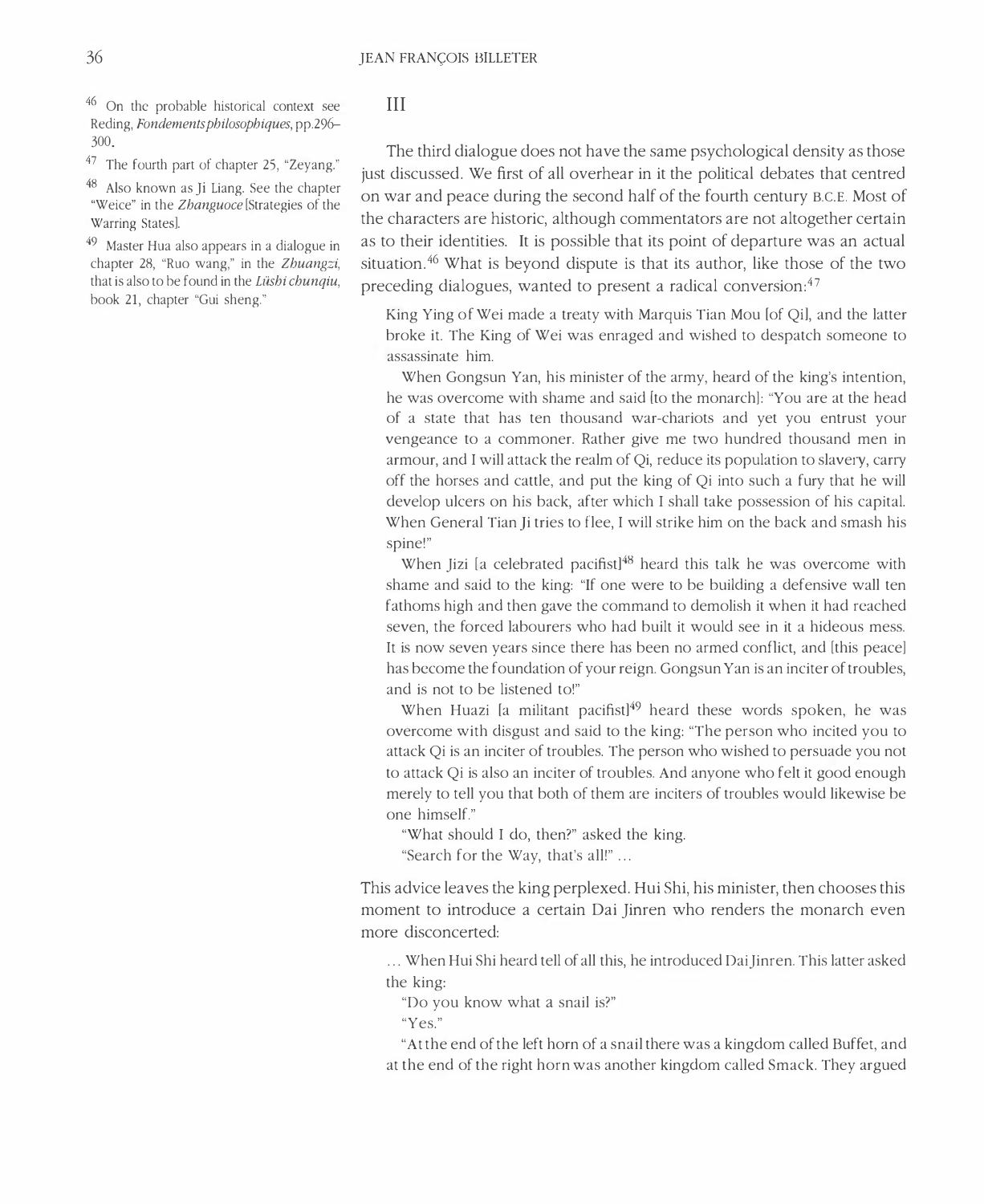## III

The third dialogue does not have the same psychological density as those just discussed. We first of all overhear in it the political debates that centred on war and peace during the second half of the fourth century B.C.E. Most of the characters are historic, although commentators are not altogether certain as to their identities. It is possible that its point of departure was an actual situation.[46] What is beyond dispute is that its author, like those of the two preceding dialogues, wanted to present a radical conversion:[47]

> King Ying of Wei made a treaty with Marquis Tian Mou [of Qi], and the latter broke it. The King of Wei was enraged and wished to despatch someone to assassinate him.
>
> When Gongsun Yan, his minister of the army, heard of the king's intention, he was overcome with shame and said [to the monarch]: "You are at the head of a state that has ten thousand war-chariots and yet you entrust your vengeance to a commoner. Rather give me two hundred thousand men in armour, and I will attack the realm of Qi, reduce its population to slavery, carry off the horses and cattle, and put the king of Qi into such a fury that he will develop ulcers on his back, after which I shall take possession of his capital. When General Tian Ji tries to flee, I will strike him on the back and smash his spine!"
>
> When Jizi [a celebrated pacifist][48] heard this talk he was overcome with shame and said to the king: "If one were to be building a defensive wall ten fathoms high and then gave the command to demolish it when it had reached seven, the forced labourers who had built it would see in it a hideous mess. It is now seven years since there has been no armed conflict, and [this peace] has become the foundation of your reign. Gongsun Yan is an inciter of troubles, and is not to be listened to!"
>
> When Huazi [a militant pacifist][49] heard these words spoken, he was overcome with disgust and said to the king: "The person who incited you to attack Qi is an inciter of troubles. The person who wished to persuade you not to attack Qi is also an inciter of troubles. And anyone who felt it good enough merely to tell you that both of them are inciters of troubles would likewise be one himself."
>
> "What should I do, then?" asked the king.
>
> "Search for the Way, that's all!" ...

This advice leaves the king perplexed. Hui Shi, his minister, then chooses this moment to introduce a certain Dai Jinren who renders the monarch even more disconcerted:

> ... When Hui Shi heard tell of all this, he introduced Dai Jinren. This latter asked the king:
>
> "Do you know what a snail is?"
>
> "Yes."
>
> "At the end of the left horn of a snail there was a kingdom called Buffet, and at the end of the right horn was another kingdom called Smack. They argued

---

[46] On the probable historical context see Reding, *Fondements philosophiques*, pp.296–300.

[47] The fourth part of chapter 25, "Zeyang."

[48] Also known as Ji Liang. See the chapter "Weice" in the *Zhanguoce* [Strategies of the Warring States].

[49] Master Hua also appears in a dialogue in chapter 28, "Ruo wang," in the *Zhuangzi*, that is also to be found in the *Lüshi chunqiu*, book 21, chapter "Gui sheng."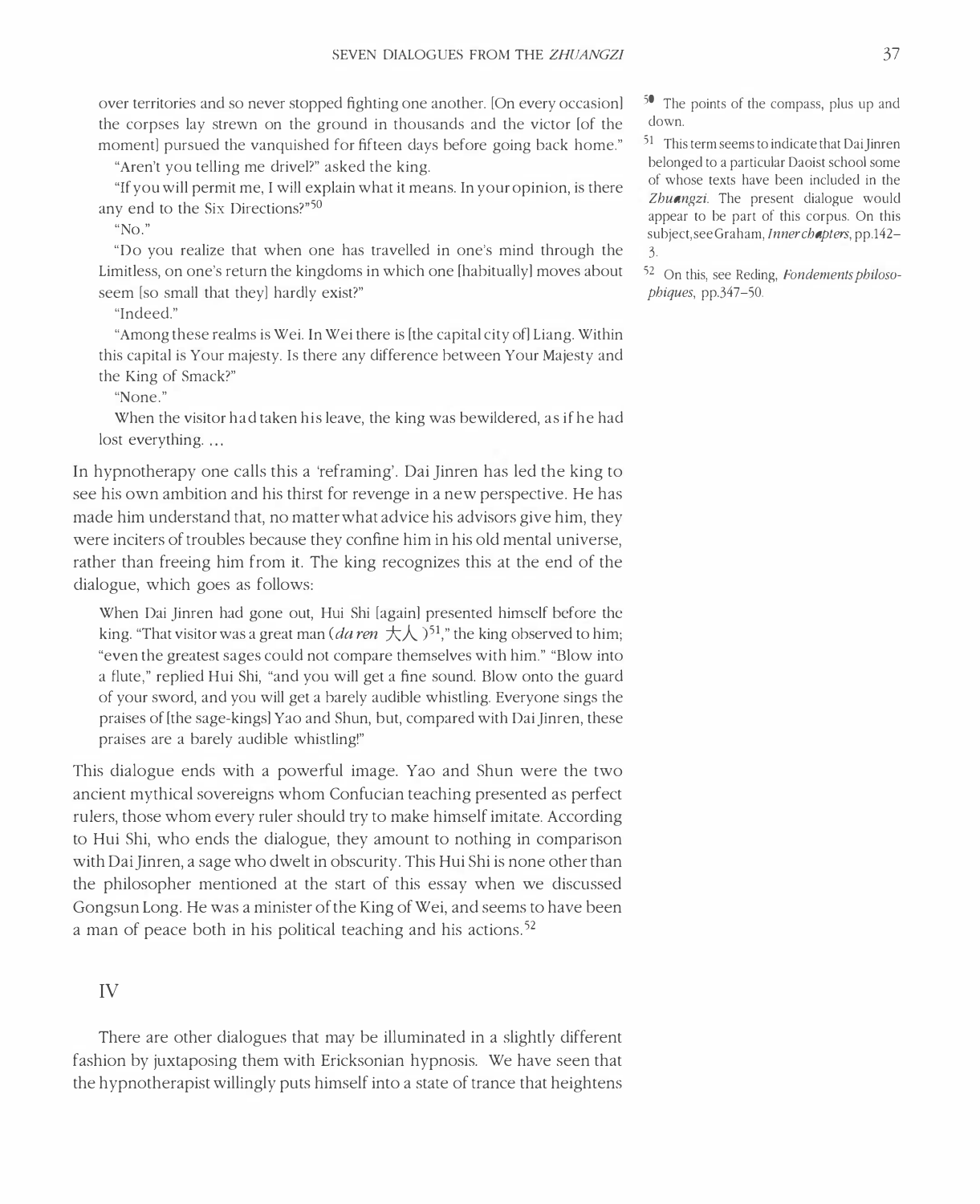over territories and so never stopped fighting one another. [On every occasion] the corpses lay strewn on the ground in thousands and the victor [of the moment] pursued the vanquished for fifteen days before going back home."

> "Aren't you telling me drivel?" asked the king.
>
> "If you will permit me, I will explain what it means. In your opinion, is there any end to the Six Directions?"[50]
>
> "No."
>
> "Do you realize that when one has travelled in one's mind through the Limitless, on one's return the kingdoms in which one [habitually] moves about seem [so small that they] hardly exist?"
>
> "Indeed."
>
> "Among these realms is Wei. In Wei there is [the capital city of] Liang. Within this capital is Your majesty. Is there any difference between Your Majesty and the King of Smack?"
>
> "None."
>
> When the visitor had taken his leave, the king was bewildered, as if he had lost everything. ...

In hypnotherapy one calls this a 'reframing'. Dai Jinren has led the king to see his own ambition and his thirst for revenge in a new perspective. He has made him understand that, no matter what advice his advisors give him, they were inciters of troubles because they confine him in his old mental universe, rather than freeing him from it. The king recognizes this at the end of the dialogue, which goes as follows:

> When Dai Jinren had gone out, Hui Shi [again] presented himself before the king. "That visitor was a great man (*da ren* 大人)[51]," the king observed to him; "even the greatest sages could not compare themselves with him." "Blow into a flute," replied Hui Shi, "and you will get a fine sound. Blow onto the guard of your sword, and you will get a barely audible whistling. Everyone sings the praises of [the sage-kings] Yao and Shun, but, compared with Dai Jinren, these praises are a barely audible whistling!"

This dialogue ends with a powerful image. Yao and Shun were the two ancient mythical sovereigns whom Confucian teaching presented as perfect rulers, those whom every ruler should try to make himself imitate. According to Hui Shi, who ends the dialogue, they amount to nothing in comparison with Dai Jinren, a sage who dwelt in obscurity. This Hui Shi is none other than the philosopher mentioned at the start of this essay when we discussed Gongsun Long. He was a minister of the King of Wei, and seems to have been a man of peace both in his political teaching and his actions.[52]

## IV

There are other dialogues that may be illuminated in a slightly different fashion by juxtaposing them with Ericksonian hypnosis. We have seen that the hypnotherapist willingly puts himself into a state of trance that heightens

---

[50] The points of the compass, plus up and down.

[51] This term seems to indicate that Dai Jinren belonged to a particular Daoist school some of whose texts have been included in the *Zhuangzi*. The present dialogue would appear to be part of this corpus. On this subject, see Graham, *Inner chapters*, pp.142–3.

[52] On this, see Reding, *Fondements philosophiques*, pp.347–50.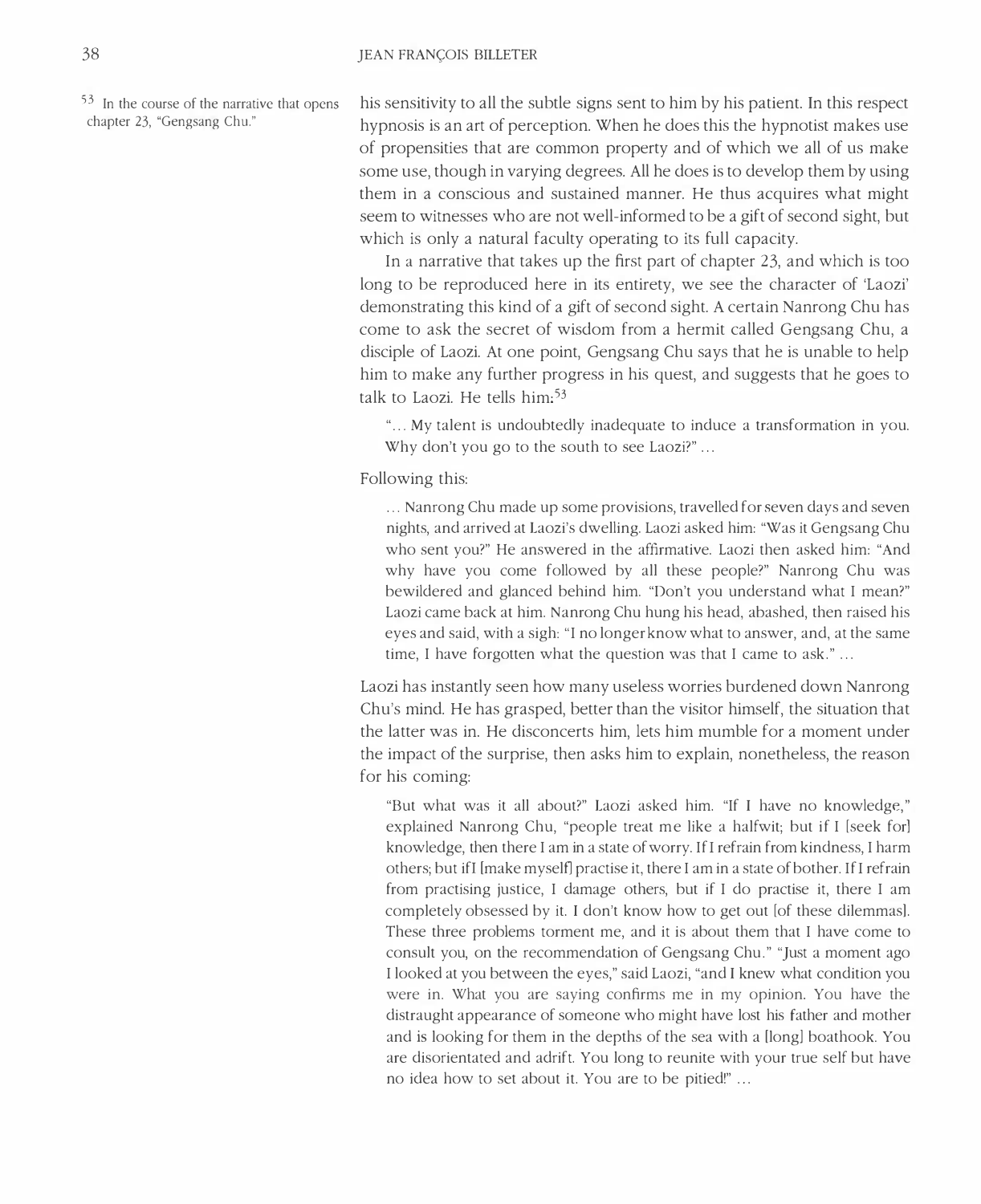his sensitivity to all the subtle signs sent to him by his patient. In this respect hypnosis is an art of perception. When he does this the hypnotist makes use of propensities that are common property and of which we all of us make some use, though in varying degrees. All he does is to develop them by using them in a conscious and sustained manner. He thus acquires what might seem to witnesses who are not well-informed to be a gift of second sight, but which is only a natural faculty operating to its full capacity.

In a narrative that takes up the first part of chapter 23, and which is too long to be reproduced here in its entirety, we see the character of 'Laozi' demonstrating this kind of a gift of second sight. A certain Nanrong Chu has come to ask the secret of wisdom from a hermit called Gengsang Chu, a disciple of Laozi. At one point, Gengsang Chu says that he is unable to help him to make any further progress in his quest, and suggests that he goes to talk to Laozi. He tells him:[53]

> "... My talent is undoubtedly inadequate to induce a transformation in you. Why don't you go to the south to see Laozi?" ...

Following this:

> ... Nanrong Chu made up some provisions, travelled for seven days and seven nights, and arrived at Laozi's dwelling. Laozi asked him: "Was it Gengsang Chu who sent you?" He answered in the affirmative. Laozi then asked him: "And why have you come followed by all these people?" Nanrong Chu was bewildered and glanced behind him. "Don't you understand what I mean?" Laozi came back at him. Nanrong Chu hung his head, abashed, then raised his eyes and said, with a sigh: "I no longer know what to answer, and, at the same time, I have forgotten what the question was that I came to ask." ...

Laozi has instantly seen how many useless worries burdened down Nanrong Chu's mind. He has grasped, better than the visitor himself, the situation that the latter was in. He disconcerts him, lets him mumble for a moment under the impact of the surprise, then asks him to explain, nonetheless, the reason for his coming:

> "But what was it all about?" Laozi asked him. "If I have no knowledge," explained Nanrong Chu, "people treat me like a halfwit; but if I [seek for] knowledge, then there I am in a state of worry. If I refrain from kindness, I harm others; but if I [make myself] practise it, there I am in a state of bother. If I refrain from practising justice, I damage others, but if I do practise it, there I am completely obsessed by it. I don't know how to get out [of these dilemmas]. These three problems torment me, and it is about them that I have come to consult you, on the recommendation of Gengsang Chu." "Just a moment ago I looked at you between the eyes," said Laozi, "and I knew what condition you were in. What you are saying confirms me in my opinion. You have the distraught appearance of someone who might have lost his father and mother and is looking for them in the depths of the sea with a [long] boathook. You are disorientated and adrift. You long to reunite with your true self but have no idea how to set about it. You are to be pitied!" ...

[53] In the course of the narrative that opens chapter 23, "Gengsang Chu."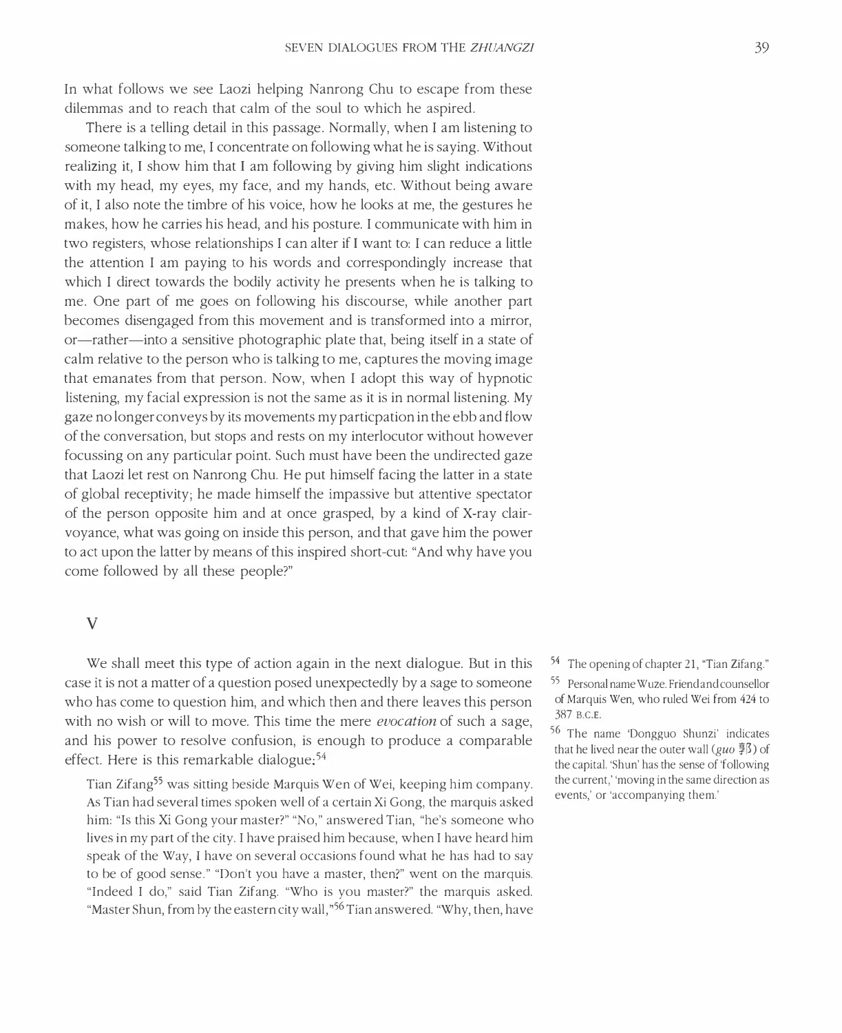In what follows we see Laozi helping Nanrong Chu to escape from these dilemmas and to reach that calm of the soul to which he aspired.

There is a telling detail in this passage. Normally, when I am listening to someone talking to me, I concentrate on following what he is saying. Without realizing it, I show him that I am following by giving him slight indications with my head, my eyes, my face, and my hands, etc. Without being aware of it, I also note the timbre of his voice, how he looks at me, the gestures he makes, how he carries his head, and his posture. I communicate with him in two registers, whose relationships I can alter if I want to: I can reduce a little the attention I am paying to his words and correspondingly increase that which I direct towards the bodily activity he presents when he is talking to me. One part of me goes on following his discourse, while another part becomes disengaged from this movement and is transformed into a mirror, or—rather—into a sensitive photographic plate that, being itself in a state of calm relative to the person who is talking to me, captures the moving image that emanates from that person. Now, when I adopt this way of hypnotic listening, my facial expression is not the same as it is in normal listening. My gaze no longer conveys by its movements my particpation in the ebb and flow of the conversation, but stops and rests on my interlocutor without however focussing on any particular point. Such must have been the undirected gaze that Laozi let rest on Nanrong Chu. He put himself facing the latter in a state of global receptivity; he made himself the impassive but attentive spectator of the person opposite him and at once grasped, by a kind of X-ray clairvoyance, what was going on inside this person, and that gave him the power to act upon the latter by means of this inspired short-cut: "And why have you come followed by all these people?"

## V

We shall meet this type of action again in the next dialogue. But in this case it is not a matter of a question posed unexpectedly by a sage to someone who has come to question him, and which then and there leaves this person with no wish or will to move. This time the mere *evocation* of such a sage, and his power to resolve confusion, is enough to produce a comparable effect. Here is this remarkable dialogue:[54]

> Tian Zifang[55] was sitting beside Marquis Wen of Wei, keeping him company. As Tian had several times spoken well of a certain Xi Gong, the marquis asked him: "Is this Xi Gong your master?" "No," answered Tian, "he's someone who lives in my part of the city. I have praised him because, when I have heard him speak of the Way, I have on several occasions found what he has had to say to be of good sense." "Don't you have a master, then?" went on the marquis. "Indeed I do," said Tian Zifang. "Who is you master?" the marquis asked. "Master Shun, from by the eastern city wall,"[56] Tian answered. "Why, then, have

[54] The opening of chapter 21, "Tian Zifang."

[55] Personal name Wuze. Friend and counsellor of Marquis Wen, who ruled Wei from 424 to 387 B.C.E.

[56] The name 'Dongguo Shunzi' indicates that he lived near the outer wall (*guo* 郭) of the capital. 'Shun' has the sense of 'following the current,' 'moving in the same direction as events,' or 'accompanying them.'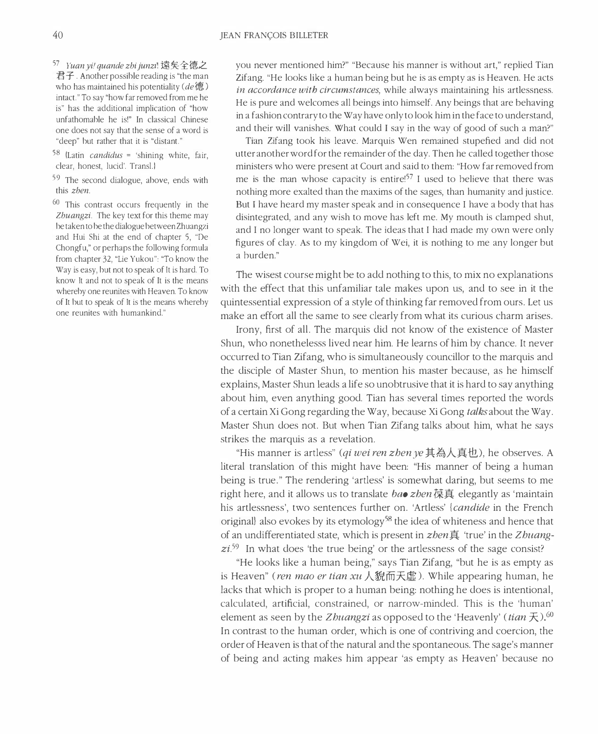you never mentioned him?" "Because his manner is without art," replied Tian Zifang. "He looks like a human being but he is as empty as is Heaven. He acts *in accordance with circumstances,* while always maintaining his artlessness. He is pure and welcomes all beings into himself. Any beings that are behaving in a fashion contrary to the Way have only to look him in the face to understand, and their will vanishes. What could I say in the way of good of such a man?"

Tian Zifang took his leave. Marquis Wen remained stupefied and did not utter another word for the remainder of the day. Then he called together those ministers who were present at Court and said to them: "How far removed from me is the man whose capacity is entire![57] I used to believe that there was nothing more exalted than the maxims of the sages, than humanity and justice. But I have heard my master speak and in consequence I have a body that has disintegrated, and any wish to move has left me. My mouth is clamped shut, and I no longer want to speak. The ideas that I had made my own were only figures of clay. As to my kingdom of Wei, it is nothing to me any longer but a burden."

The wisest course might be to add nothing to this, to mix no explanations with the effect that this unfamiliar tale makes upon us, and to see in it the quintessential expression of a style of thinking far removed from ours. Let us make an effort all the same to see clearly from what its curious charm arises.

Irony, first of all. The marquis did not know of the existence of Master Shun, who nonethelesss lived near him. He learns of him by chance. It never occurred to Tian Zifang, who is simultaneously councillor to the marquis and the disciple of Master Shun, to mention his master because, as he himself explains, Master Shun leads a life so unobtrusive that it is hard to say anything about him, even anything good. Tian has several times reported the words of a certain Xi Gong regarding the Way, because Xi Gong *talks* about the Way. Master Shun does not. But when Tian Zifang talks about him, what he says strikes the marquis as a revelation.

"His manner is artless" (*qi wei ren zhen ye* 其為人真也), he observes. A literal translation of this might have been: "His manner of being a human being is true." The rendering 'artless' is somewhat daring, but seems to me right here, and it allows us to translate *bao zhen* 葆真 elegantly as 'maintain his artlessness', two sentences further on. 'Artless' {*candide* in the French original} also evokes by its etymology[58] the idea of whiteness and hence that of an undifferentiated state, which is present in *zhen* 真 'true' in the *Zhuangzi*.[59] In what does 'the true being' or the artlessness of the sage consist?

"He looks like a human being," says Tian Zifang, "but he is as empty as is Heaven" (*ren mao er tian xu* 人貌而天虛). While appearing human, he lacks that which is proper to a human being: nothing he does is intentional, calculated, artificial, constrained, or narrow-minded. This is the 'human' element as seen by the *Zhuangzi* as opposed to the 'Heavenly' (*tian* 天).[60] In contrast to the human order, which is one of contriving and coercion, the order of Heaven is that of the natural and the spontaneous. The sage's manner of being and acting makes him appear 'as empty as Heaven' because no

---

[57] *Yuan yi! quande zhi junzi!* 遠矣全德之君子. Another possible reading is "the man who has maintained his potentiality (*de* 德) intact." To say "how far removed from me he is" has the additional implication of "how unfathomable he is!" In classical Chinese one does not say that the sense of a word is "deep" but rather that it is "distant."

[58] {Latin *candidus* = 'shining white, fair, clear, honest, lucid'. Transl.}

[59] The second dialogue, above, ends with this *zhen*.

[60] This contrast occurs frequently in the *Zhuangzi*. The key text for this theme may be taken to be the dialogue between Zhuangzi and Hui Shi at the end of chapter 5, "De Chongfu," or perhaps the following formula from chapter 32, "Lie Yukou": "To know the Way is easy, but not to speak of It is hard. To know It and not to speak of It is the means whereby one reunites with Heaven. To know of It but to speak of It is the means whereby one reunites with humankind."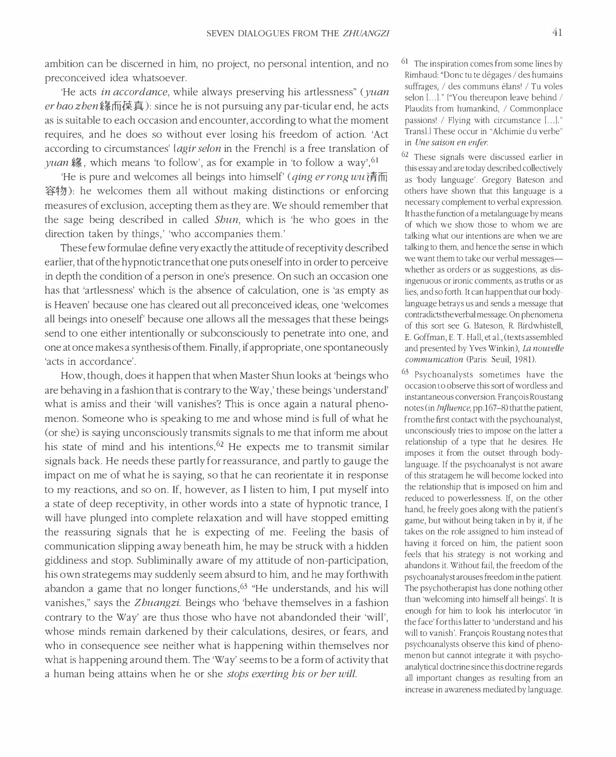ambition can be discerned in him, no project, no personal intention, and no preconceived idea whatsoever.

'He acts *in accordance*, while always preserving his artlessness" (*yuan er bao zhen* 緣而葆真): since he is not pursuing any par-ticular end, he acts as is suitable to each occasion and encounter, according to what the moment requires, and he does so without ever losing his freedom of action. 'Act according to circumstances' {*agir selon* in the French} is a free translation of *yuan* 緣, which means 'to follow', as for example in 'to follow a way'.[61]

'He is pure and welcomes all beings into himself' (*qing er rong wu* 清而容物): he welcomes them all without making distinctions or enforcing measures of exclusion, accepting them as they are. We should remember that the sage being described in called *Shun*, which is 'he who goes in the direction taken by things,' 'who accompanies them.'

These few formulae define very exactly the attitude of receptivity described earlier, that of the hypnotic trance that one puts oneself into in order to perceive in depth the condition of a person in one's presence. On such an occasion one has that 'artlessness' which is the absence of calculation, one is 'as empty as is Heaven' because one has cleared out all preconceived ideas, one 'welcomes all beings into oneself' because one allows all the messages that these beings send to one either intentionally or subconsciously to penetrate into one, and one at once makes a synthesis of them. Finally, if appropriate, one spontaneously 'acts in accordance'.

How, though, does it happen that when Master Shun looks at 'beings who are behaving in a fashion that is contrary to the Way,' these beings 'understand' what is amiss and their 'will vanishes'? This is once again a natural phenomenon. Someone who is speaking to me and whose mind is full of what he (or she) is saying unconsciously transmits signals to me that inform me about his state of mind and his intentions.[62] He expects me to transmit similar signals back. He needs these partly for reassurance, and partly to gauge the impact on me of what he is saying, so that he can reorientate it in response to my reactions, and so on. If, however, as I listen to him, I put myself into a state of deep receptivity, in other words into a state of hypnotic trance, I will have plunged into complete relaxation and will have stopped emitting the reassuring signals that he is expecting of me. Feeling the basis of communication slipping away beneath him, he may be struck with a hidden giddiness and stop. Subliminally aware of my attitude of non-participation, his own strategems may suddenly seem absurd to him, and he may forthwith abandon a game that no longer functions.[63] "He understands, and his will vanishes," says the *Zhuangzi*. Beings who 'behave themselves in a fashion contrary to the Way' are thus those who have not abandonded their 'will', whose minds remain darkened by their calculations, desires, or fears, and who in consequence see neither what is happening within themselves nor what is happening around them. The 'Way' seems to be a form of activity that a human being attains when he or she *stops exerting his or her will*.

---

[61] The inspiration comes from some lines by Rimbaud: "Donc tu te dégages / des humains suffrages, / des communs élans! / Tu voles selon [...]." {"You thereupon leave behind / Plaudits from humankind, / Commonplace passions! / Flying with circumstance [...]." Transl.} These occur in "Alchimie du verbe" in *Une saison en enfer*.

[62] These signals were discussed earlier in this essay and are today described collectively as 'body language'. Gregory Bateson and others have shown that this language is a necessary complement to verbal expression. It has the function of a metalanguage by means of which we show those to whom we are talking what our intentions are when we are talking to them, and hence the sense in which we want them to take our verbal messages—whether as orders or as suggestions, as disingenuous or ironic comments, as truths or as lies, and so forth. It can happen that our body-language betrays us and sends a message that contradicts the verbal message. On phenomena of this sort see G. Bateson, R. Birdwhistell, E. Goffman, E. T. Hall, et al., (texts assembled and presented by Yves Winkin), *La nouvelle communication* (Paris: Seuil, 1981).

[63] Psychoanalysts sometimes have the occasion to observe this sort of wordless and instantaneous conversion. François Roustang notes (in *Influence*, pp.167–8) that the patient, from the first contact with the psychoanalyst, unconsciously tries to impose on the latter a relationship of a type that he desires. He imposes it from the outset through body-language. If the psychoanalyst is not aware of this stratagem he will become locked into the relationship that is imposed on him and reduced to powerlessness. If, on the other hand, he freely goes along with the patient's game, but without being taken in by it, if he takes on the role assigned to him instead of having it forced on him, the patient soon feels that his strategy is not working and abandons it. Without fail, the freedom of the psychoanalyst arouses freedom in the patient. The psychotherapist has done nothing other than 'welcoming into himself all beings'. It is enough for him to look his interlocutor 'in the face' for this latter to 'understand and his will to vanish'. François Roustang notes that psychoanalysts observe this kind of phenomenon but cannot integrate it with psychoanalytical doctrine since this doctrine regards all important changes as resulting from an increase in awareness mediated by language.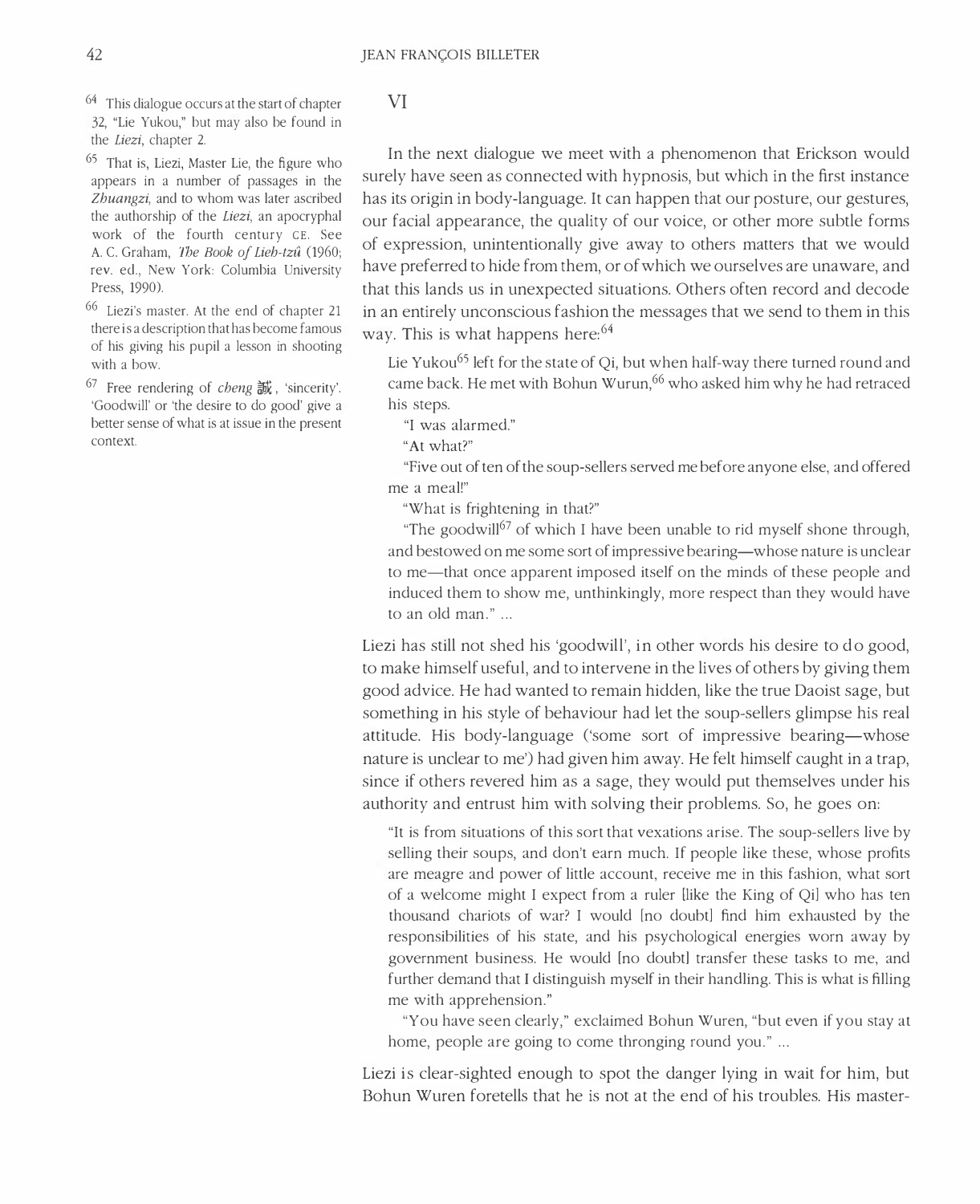## VI

In the next dialogue we meet with a phenomenon that Erickson would surely have seen as connected with hypnosis, but which in the first instance has its origin in body-language. It can happen that our posture, our gestures, our facial appearance, the quality of our voice, or other more subtle forms of expression, unintentionally give away to others matters that we would have preferred to hide from them, or of which we ourselves are unaware, and that this lands us in unexpected situations. Others often record and decode in an entirely unconscious fashion the messages that we send to them in this way. This is what happens here:[64]

> Lie Yukou[65] left for the state of Qi, but when half-way there turned round and came back. He met with Bohun Wurun,[66] who asked him why he had retraced his steps.
>
> "I was alarmed."
>
> "At what?"
>
> "Five out of ten of the soup-sellers served me before anyone else, and offered me a meal!"
>
> "What is frightening in that?"
>
> "The goodwill[67] of which I have been unable to rid myself shone through, and bestowed on me some sort of impressive bearing—whose nature is unclear to me—that once apparent imposed itself on the minds of these people and induced them to show me, unthinkingly, more respect than they would have to an old man." ...

Liezi has still not shed his 'goodwill', in other words his desire to do good, to make himself useful, and to intervene in the lives of others by giving them good advice. He had wanted to remain hidden, like the true Daoist sage, but something in his style of behaviour had let the soup-sellers glimpse his real attitude. His body-language ('some sort of impressive bearing—whose nature is unclear to me') had given him away. He felt himself caught in a trap, since if others revered him as a sage, they would put themselves under his authority and entrust him with solving their problems. So, he goes on:

> "It is from situations of this sort that vexations arise. The soup-sellers live by selling their soups, and don't earn much. If people like these, whose profits are meagre and power of little account, receive me in this fashion, what sort of a welcome might I expect from a ruler [like the King of Qi] who has ten thousand chariots of war? I would [no doubt] find him exhausted by the responsibilities of his state, and his psychological energies worn away by government business. He would [no doubt] transfer these tasks to me, and further demand that I distinguish myself in their handling. This is what is filling me with apprehension."
>
> "You have seen clearly," exclaimed Bohun Wuren, "but even if you stay at home, people are going to come thronging round you." ...

Liezi is clear-sighted enough to spot the danger lying in wait for him, but Bohun Wuren foretells that he is not at the end of his troubles. His master-

[64] This dialogue occurs at the start of chapter 32, "Lie Yukou," but may also be found in the *Liezi*, chapter 2.

[65] That is, Liezi, Master Lie, the figure who appears in a number of passages in the *Zhuangzi*, and to whom was later ascribed the authorship of the *Liezi*, an apocryphal work of the fourth century CE. See A. C. Graham, *The Book of Lieh-tzû* (1960; rev. ed., New York: Columbia University Press, 1990).

[66] Liezi's master. At the end of chapter 21 there is a description that has become famous of his giving his pupil a lesson in shooting with a bow.

[67] Free rendering of *cheng* 誠, 'sincerity'. 'Goodwill' or 'the desire to do good' give a better sense of what is at issue in the present context.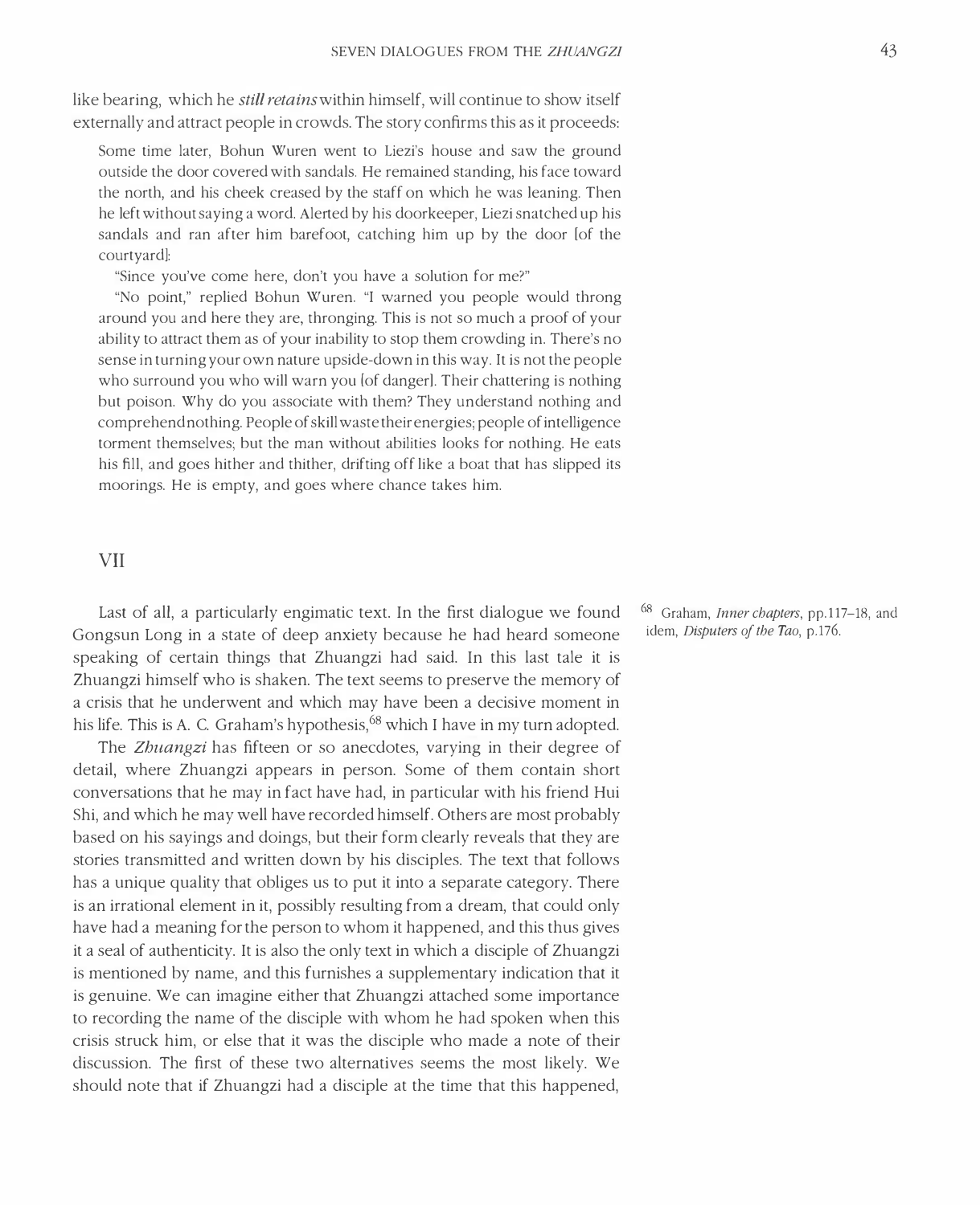like bearing, which he *still retains* within himself, will continue to show itself externally and attract people in crowds. The story confirms this as it proceeds:

> Some time later, Bohun Wuren went to Liezi's house and saw the ground outside the door covered with sandals. He remained standing, his face toward the north, and his cheek creased by the staff on which he was leaning. Then he left without saying a word. Alerted by his doorkeeper, Liezi snatched up his sandals and ran after him barefoot, catching him up by the door [of the courtyard]:
>
> "Since you've come here, don't you have a solution for me?"
>
> "No point," replied Bohun Wuren. "I warned you people would throng around you and here they are, thronging. This is not so much a proof of your ability to attract them as of your inability to stop them crowding in. There's no sense in turning your own nature upside-down in this way. It is not the people who surround you who will warn you [of danger]. Their chattering is nothing but poison. Why do you associate with them? They understand nothing and comprehend nothing. People of skill waste their energies; people of intelligence torment themselves; but the man without abilities looks for nothing. He eats his fill, and goes hither and thither, drifting off like a boat that has slipped its moorings. He is empty, and goes where chance takes him.

## VII

Last of all, a particularly engimatic text. In the first dialogue we found Gongsun Long in a state of deep anxiety because he had heard someone speaking of certain things that Zhuangzi had said. In this last tale it is Zhuangzi himself who is shaken. The text seems to preserve the memory of a crisis that he underwent and which may have been a decisive moment in his life. This is A. C. Graham's hypothesis,[68] which I have in my turn adopted.

The *Zhuangzi* has fifteen or so anecdotes, varying in their degree of detail, where Zhuangzi appears in person. Some of them contain short conversations that he may in fact have had, in particular with his friend Hui Shi, and which he may well have recorded himself. Others are most probably based on his sayings and doings, but their form clearly reveals that they are stories transmitted and written down by his disciples. The text that follows has a unique quality that obliges us to put it into a separate category. There is an irrational element in it, possibly resulting from a dream, that could only have had a meaning for the person to whom it happened, and this thus gives it a seal of authenticity. It is also the only text in which a disciple of Zhuangzi is mentioned by name, and this furnishes a supplementary indication that it is genuine. We can imagine either that Zhuangzi attached some importance to recording the name of the disciple with whom he had spoken when this crisis struck him, or else that it was the disciple who made a note of their discussion. The first of these two alternatives seems the most likely. We should note that if Zhuangzi had a disciple at the time that this happened,

[68] Graham, *Inner chapters*, pp.117–18, and idem, *Disputers of the Tao*, p.176.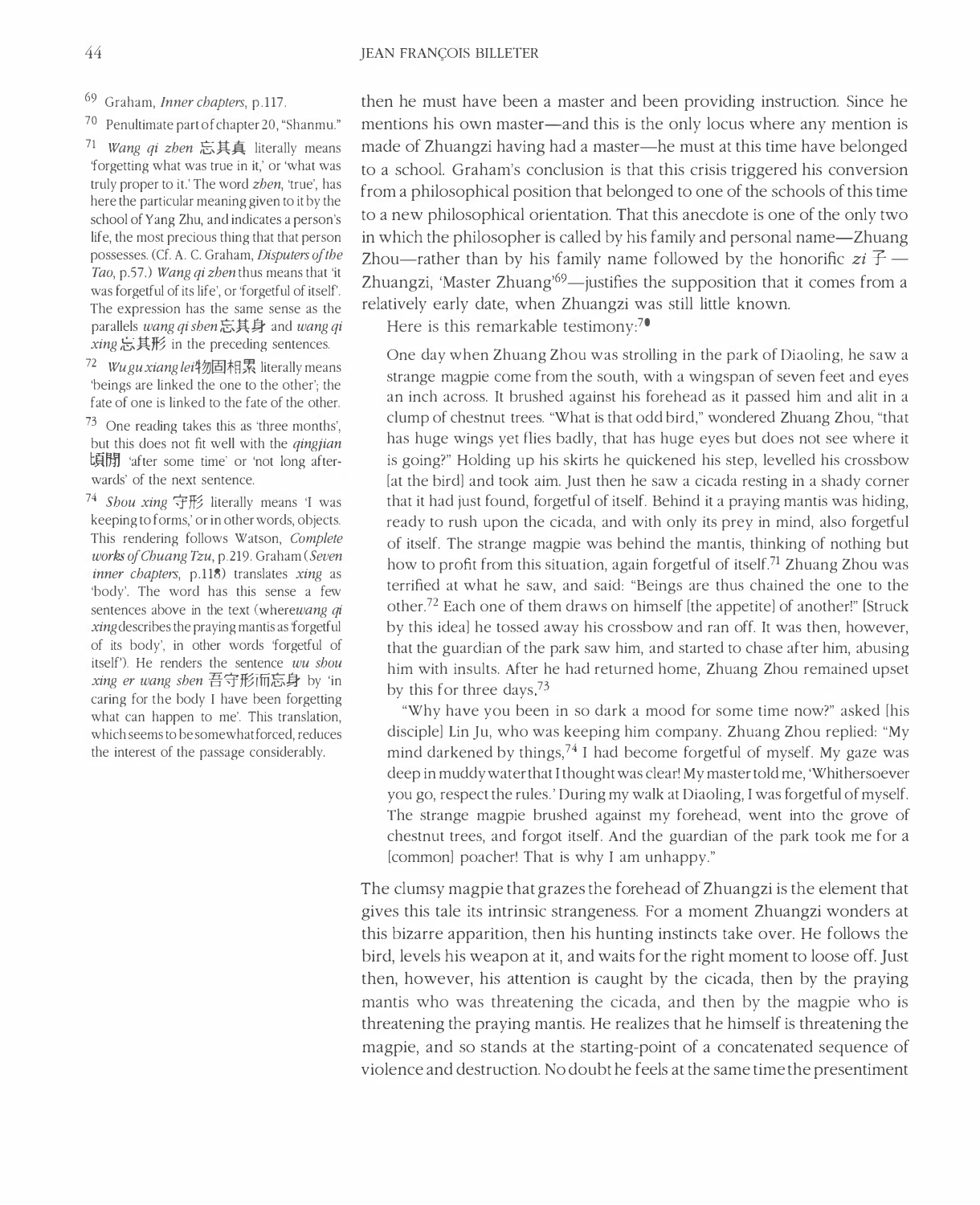then he must have been a master and been providing instruction. Since he mentions his own master—and this is the only locus where any mention is made of Zhuangzi having had a master—he must at this time have belonged to a school. Graham's conclusion is that this crisis triggered his conversion from a philosophical position that belonged to one of the schools of this time to a new philosophical orientation. That this anecdote is one of the only two in which the philosopher is called by his family and personal name—Zhuang Zhou—rather than by his family name followed by the honorific *zi* 子 — Zhuangzi, 'Master Zhuang'[69]—justifies the supposition that it comes from a relatively early date, when Zhuangzi was still little known.

Here is this remarkable testimony:[70]

> One day when Zhuang Zhou was strolling in the park of Diaoling, he saw a strange magpie come from the south, with a wingspan of seven feet and eyes an inch across. It brushed against his forehead as it passed him and alit in a clump of chestnut trees. "What is that odd bird," wondered Zhuang Zhou, "that has huge wings yet flies badly, that has huge eyes but does not see where it is going?" Holding up his skirts he quickened his step, levelled his crossbow [at the bird] and took aim. Just then he saw a cicada resting in a shady corner that it had just found, forgetful of itself. Behind it a praying mantis was hiding, ready to rush upon the cicada, and with only its prey in mind, also forgetful of itself. The strange magpie was behind the mantis, thinking of nothing but how to profit from this situation, again forgetful of itself.[71] Zhuang Zhou was terrified at what he saw, and said: "Beings are thus chained the one to the other.[72] Each one of them draws on himself [the appetite] of another!" [Struck by this idea] he tossed away his crossbow and ran off. It was then, however, that the guardian of the park saw him, and started to chase after him, abusing him with insults. After he had returned home, Zhuang Zhou remained upset by this for three days.[73]
>
> "Why have you been in so dark a mood for some time now?" asked [his disciple] Lin Ju, who was keeping him company. Zhuang Zhou replied: "My mind darkened by things,[74] I had become forgetful of myself. My gaze was deep in muddy water that I thought was clear! My master told me, 'Whithersoever you go, respect the rules.' During my walk at Diaoling, I was forgetful of myself. The strange magpie brushed against my forehead, went into the grove of chestnut trees, and forgot itself. And the guardian of the park took me for a [common] poacher! That is why I am unhappy."

The clumsy magpie that grazes the forehead of Zhuangzi is the element that gives this tale its intrinsic strangeness. For a moment Zhuangzi wonders at this bizarre apparition, then his hunting instincts take over. He follows the bird, levels his weapon at it, and waits for the right moment to loose off. Just then, however, his attention is caught by the cicada, then by the praying mantis who was threatening the cicada, and then by the magpie who is threatening the praying mantis. He realizes that he himself is threatening the magpie, and so stands at the starting-point of a concatenated sequence of violence and destruction. No doubt he feels at the same time the presentiment

---

69 Graham, *Inner chapters*, p.117.

70 Penultimate part of chapter 20, "Shanmu."

71 *Wang qi zhen* 忘其真 literally means 'forgetting what was true in it,' or 'what was truly proper to it.' The word *zhen*, 'true', has here the particular meaning given to it by the school of Yang Zhu, and indicates a person's life, the most precious thing that that person possesses. (Cf. A. C. Graham, *Disputers of the Tao*, p.57.) *Wang qi zhen* thus means that 'it was forgetful of its life', or 'forgetful of itself'. The expression has the same sense as the parallels *wang qi shen* 忘其身 and *wang qi xing* 忘其形 in the preceding sentences.

72 *Wu gu xiang lei* 物固相累 literally means 'beings are linked the one to the other'; the fate of one is linked to the fate of the other.

73 One reading takes this as 'three months', but this does not fit well with the *qingjian* 頃間 'after some time' or 'not long afterwards' of the next sentence.

74 *Shou xing* 守形 literally means 'I was keeping to forms,' or in other words, objects. This rendering follows Watson, *Complete works of Chuang Tzu*, p.219. Graham (*Seven inner chapters*, p.118) translates *xing* as 'body'. The word has this sense a few sentences above in the text (where *wang qi xing* describes the praying mantis as 'forgetful of its body', in other words 'forgetful of itself'). He renders the sentence *wu shou xing er wang shen* 吾守形而忘身 by 'in caring for the body I have been forgetting what can happen to me'. This translation, which seems to be somewhat forced, reduces the interest of the passage considerably.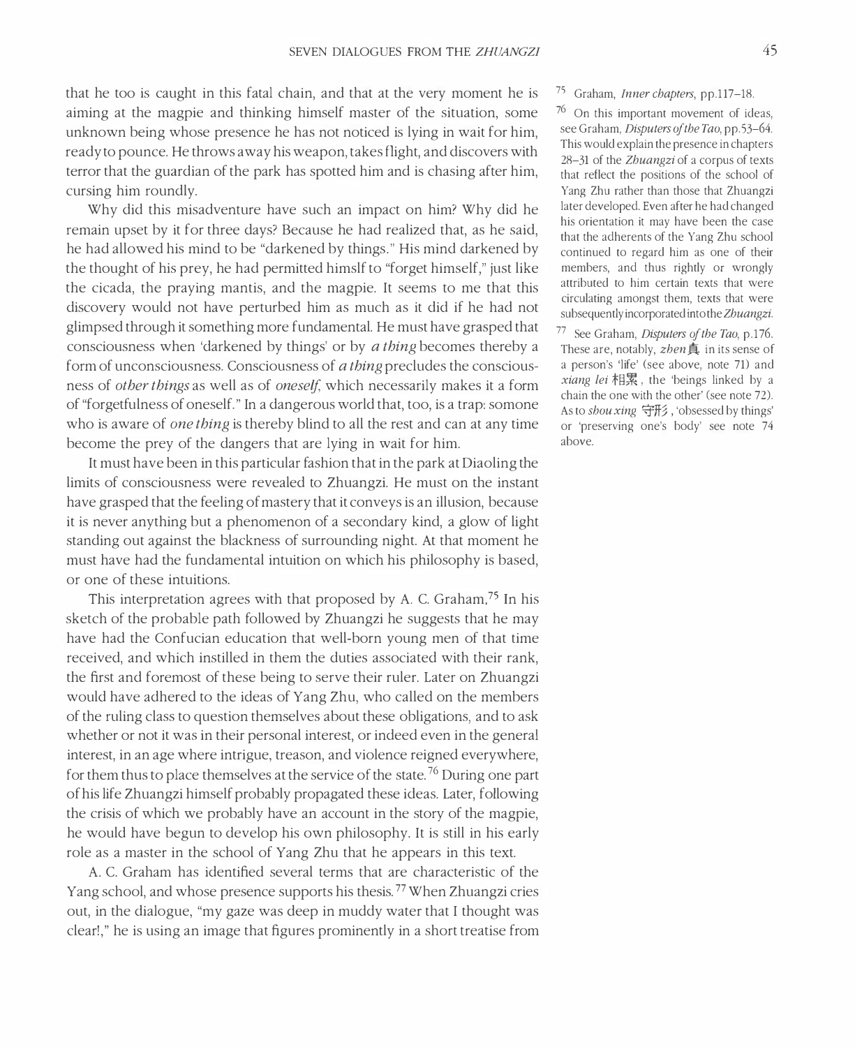that he too is caught in this fatal chain, and that at the very moment he is aiming at the magpie and thinking himself master of the situation, some unknown being whose presence he has not noticed is lying in wait for him, ready to pounce. He throws away his weapon, takes flight, and discovers with terror that the guardian of the park has spotted him and is chasing after him, cursing him roundly.

Why did this misadventure have such an impact on him? Why did he remain upset by it for three days? Because he had realized that, as he said, he had allowed his mind to be "darkened by things." His mind darkened by the thought of his prey, he had permitted himslf to "forget himself," just like the cicada, the praying mantis, and the magpie. It seems to me that this discovery would not have perturbed him as much as it did if he had not glimpsed through it something more fundamental. He must have grasped that consciousness when 'darkened by things' or by *a thing* becomes thereby a form of unconsciousness. Consciousness of *a thing* precludes the consciousness of *other things* as well as of *oneself*, which necessarily makes it a form of "forgetfulness of oneself." In a dangerous world that, too, is a trap: somone who is aware of *one thing* is thereby blind to all the rest and can at any time become the prey of the dangers that are lying in wait for him.

It must have been in this particular fashion that in the park at Diaoling the limits of consciousness were revealed to Zhuangzi. He must on the instant have grasped that the feeling of mastery that it conveys is an illusion, because it is never anything but a phenomenon of a secondary kind, a glow of light standing out against the blackness of surrounding night. At that moment he must have had the fundamental intuition on which his philosophy is based, or one of these intuitions.

This interpretation agrees with that proposed by A. C. Graham.[75] In his sketch of the probable path followed by Zhuangzi he suggests that he may have had the Confucian education that well-born young men of that time received, and which instilled in them the duties associated with their rank, the first and foremost of these being to serve their ruler. Later on Zhuangzi would have adhered to the ideas of Yang Zhu, who called on the members of the ruling class to question themselves about these obligations, and to ask whether or not it was in their personal interest, or indeed even in the general interest, in an age where intrigue, treason, and violence reigned everywhere, for them thus to place themselves at the service of the state.[76] During one part of his life Zhuangzi himself probably propagated these ideas. Later, following the crisis of which we probably have an account in the story of the magpie, he would have begun to develop his own philosophy. It is still in his early role as a master in the school of Yang Zhu that he appears in this text.

A. C. Graham has identified several terms that are characteristic of the Yang school, and whose presence supports his thesis.[77] When Zhuangzi cries out, in the dialogue, "my gaze was deep in muddy water that I thought was clear!," he is using an image that figures prominently in a short treatise from

[75] Graham, *Inner chapters*, pp.117–18.

[76] On this important movement of ideas, see Graham, *Disputers of the Tao*, pp.53–64. This would explain the presence in chapters 28–31 of the *Zhuangzi* of a corpus of texts that reflect the positions of the school of Yang Zhu rather than those that Zhuangzi later developed. Even after he had changed his orientation it may have been the case that the adherents of the Yang Zhu school continued to regard him as one of their members, and thus rightly or wrongly attributed to him certain texts that were circulating amongst them, texts that were subsequently incorporated into the *Zhuangzi*.

[77] See Graham, *Disputers of the Tao*, p.176. These are, notably, *zhen* 真 in its sense of a person's 'life' (see above, note 71) and *xiang lei* 相累, the 'beings linked by a chain the one with the other' (see note 72). As to *shou xing* 守形, 'obsessed by things' or 'preserving one's body' see note 74 above.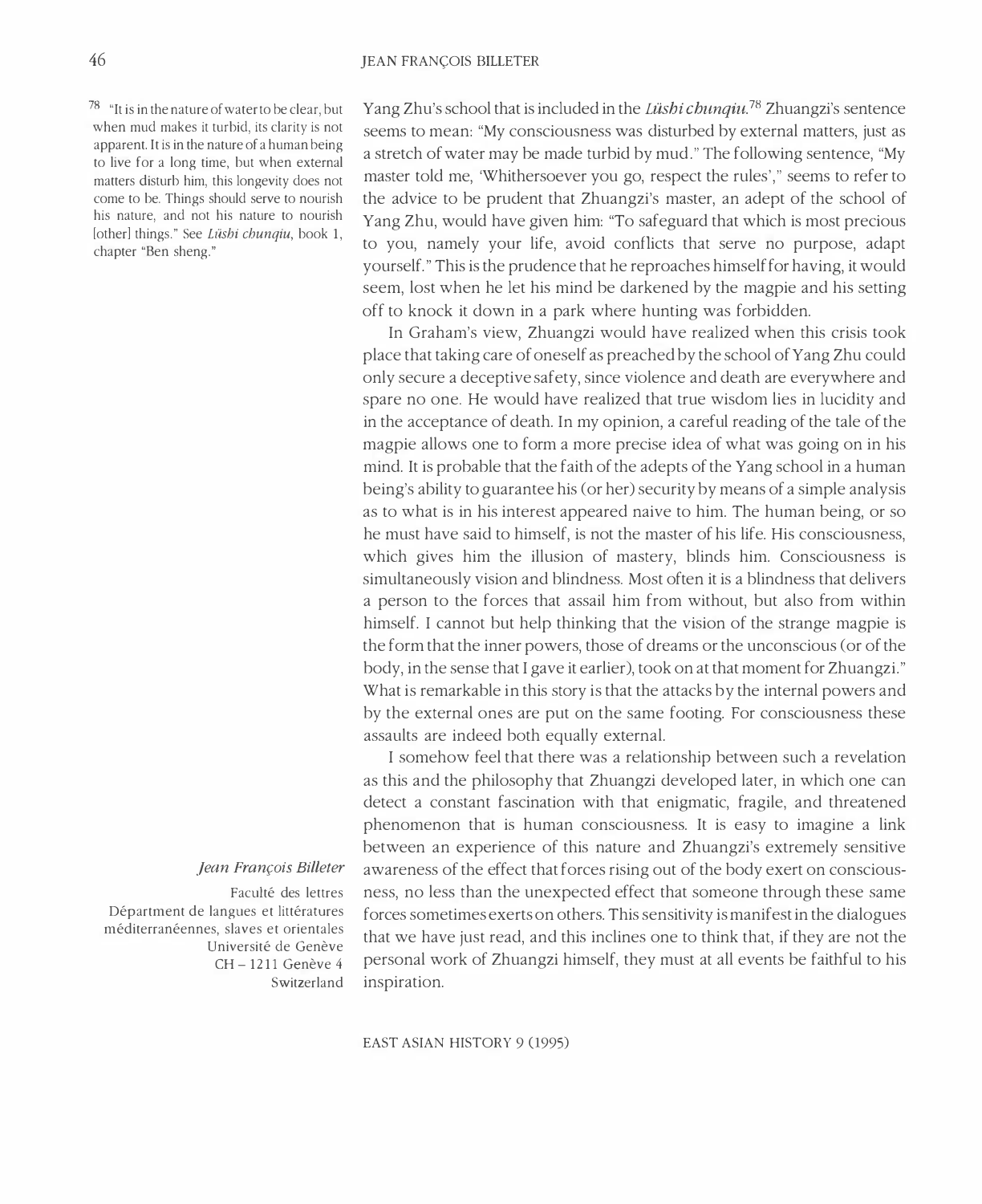Yang Zhu's school that is included in the *Lüshi chunqiu*.[78] Zhuangzi's sentence seems to mean: "My consciousness was disturbed by external matters, just as a stretch of water may be made turbid by mud." The following sentence, "My master told me, 'Whithersoever you go, respect the rules'," seems to refer to the advice to be prudent that Zhuangzi's master, an adept of the school of Yang Zhu, would have given him: "To safeguard that which is most precious to you, namely your life, avoid conflicts that serve no purpose, adapt yourself." This is the prudence that he reproaches himself for having, it would seem, lost when he let his mind be darkened by the magpie and his setting off to knock it down in a park where hunting was forbidden.

In Graham's view, Zhuangzi would have realized when this crisis took place that taking care of oneself as preached by the school of Yang Zhu could only secure a deceptive safety, since violence and death are everywhere and spare no one. He would have realized that true wisdom lies in lucidity and in the acceptance of death. In my opinion, a careful reading of the tale of the magpie allows one to form a more precise idea of what was going on in his mind. It is probable that the faith of the adepts of the Yang school in a human being's ability to guarantee his (or her) security by means of a simple analysis as to what is in his interest appeared naive to him. The human being, or so he must have said to himself, is not the master of his life. His consciousness, which gives him the illusion of mastery, blinds him. Consciousness is simultaneously vision and blindness. Most often it is a blindness that delivers a person to the forces that assail him from without, but also from within himself. I cannot but help thinking that the vision of the strange magpie is the form that the inner powers, those of dreams or the unconscious (or of the body, in the sense that I gave it earlier), took on at that moment for Zhuangzi." What is remarkable in this story is that the attacks by the internal powers and by the external ones are put on the same footing. For consciousness these assaults are indeed both equally external.

I somehow feel that there was a relationship between such a revelation as this and the philosophy that Zhuangzi developed later, in which one can detect a constant fascination with that enigmatic, fragile, and threatened phenomenon that is human consciousness. It is easy to imagine a link between an experience of this nature and Zhuangzi's extremely sensitive awareness of the effect that forces rising out of the body exert on consciousness, no less than the unexpected effect that someone through these same forces sometimes exerts on others. This sensitivity is manifest in the dialogues that we have just read, and this inclines one to think that, if they are not the personal work of Zhuangzi himself, they must at all events be faithful to his inspiration.

*Jean François Billeter*

Faculté des lettres
Départment de langues et littératures méditerranéennes, slaves et orientales
Université de Genève
CH – 1211 Genève 4
Switzerland

[78] "It is in the nature of water to be clear, but when mud makes it turbid, its clarity is not apparent. It is in the nature of a human being to live for a long time, but when external matters disturb him, this longevity does not come to be. Things should serve to nourish his nature, and not his nature to nourish [other] things." See *Lüshi chunqiu*, book 1, chapter "Ben sheng."